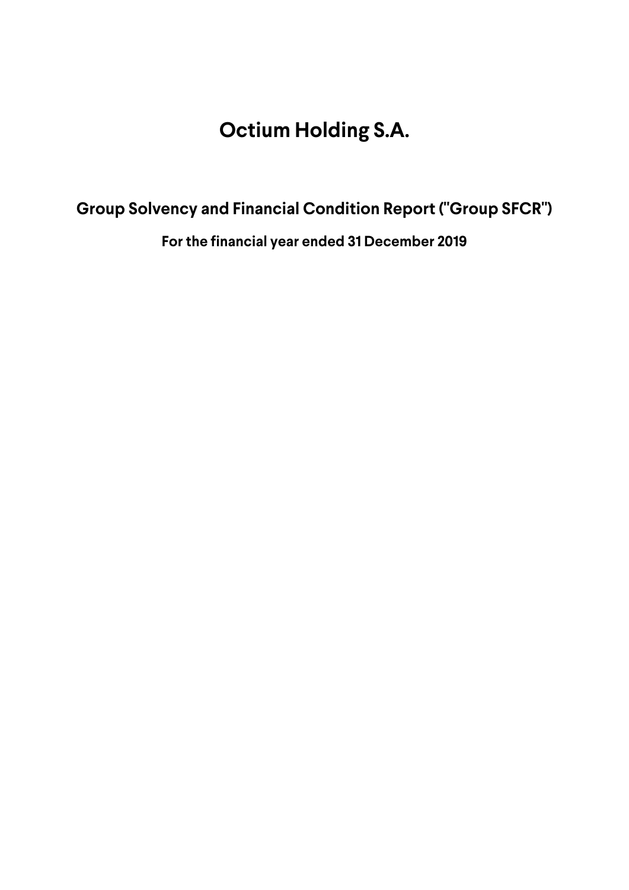# Octium Holding S.A.

## Group Solvency and Financial Condition Report ("Group SFCR")

### For the financial year ended 31 December 2019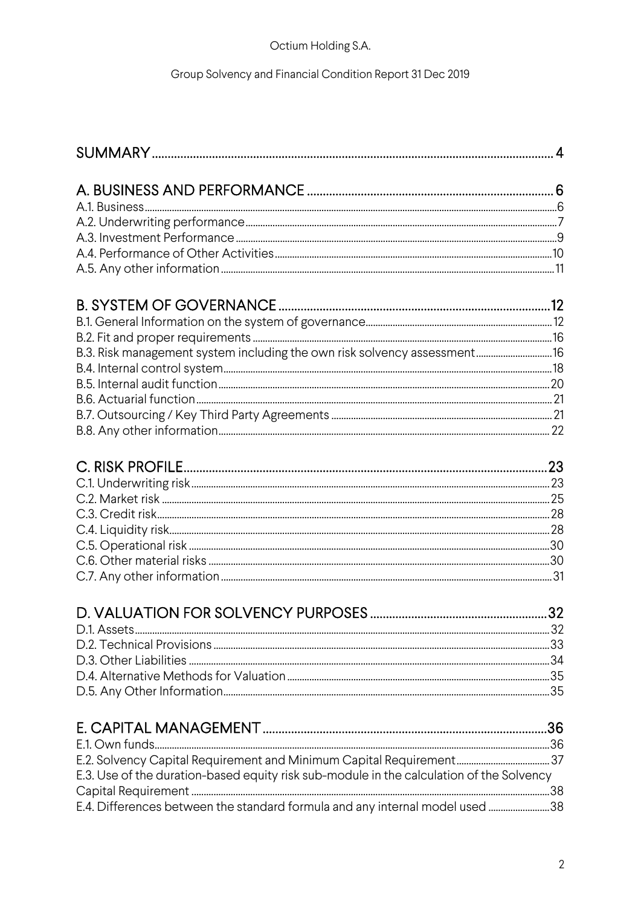| | |
|---|---|
| **SUMMARY** | **4** |
| **A. BUSINESS AND PERFORMANCE** | **6** |
| A.1. Business | 6 |
| A.2. Underwriting performance | 7 |
| A.3. Investment Performance | 9 |
| A.4. Performance of Other Activities | 10 |
| A.5. Any other information | 11 |
| **B. SYSTEM OF GOVERNANCE** | **12** |
| B.1. General Information on the system of governance | 12 |
| B.2. Fit and proper requirements | 16 |
| B.3. Risk management system including the own risk solvency assessment | 16 |
| B.4. Internal control system | 18 |
| B.5. Internal audit function | 20 |
| B.6. Actuarial function | 21 |
| B.7. Outsourcing / Key Third Party Agreements | 21 |
| B.8. Any other information | 22 |
| **C. RISK PROFILE** | **23** |
| C.1. Underwriting risk | 23 |
| C.2. Market risk | 25 |
| C.3. Credit risk | 28 |
| C.4. Liquidity risk | 28 |
| C.5. Operational risk | 30 |
| C.6. Other material risks | 30 |
| C.7. Any other information | 31 |
| **D. VALUATION FOR SOLVENCY PURPOSES** | **32** |
| D.1. Assets | 32 |
| D.2. Technical Provisions | 33 |
| D.3. Other Liabilities | 34 |
| D.4. Alternative Methods for Valuation | 35 |
| D.5. Any Other Information | 35 |
| **E. CAPITAL MANAGEMENT** | **36** |
| E.1. Own funds | 36 |
| E.2. Solvency Capital Requirement and Minimum Capital Requirement | 37 |
| E.3. Use of the duration-based equity risk sub-module in the calculation of the Solvency Capital Requirement | 38 |
| E.4. Differences between the standard formula and any internal model used | 38 |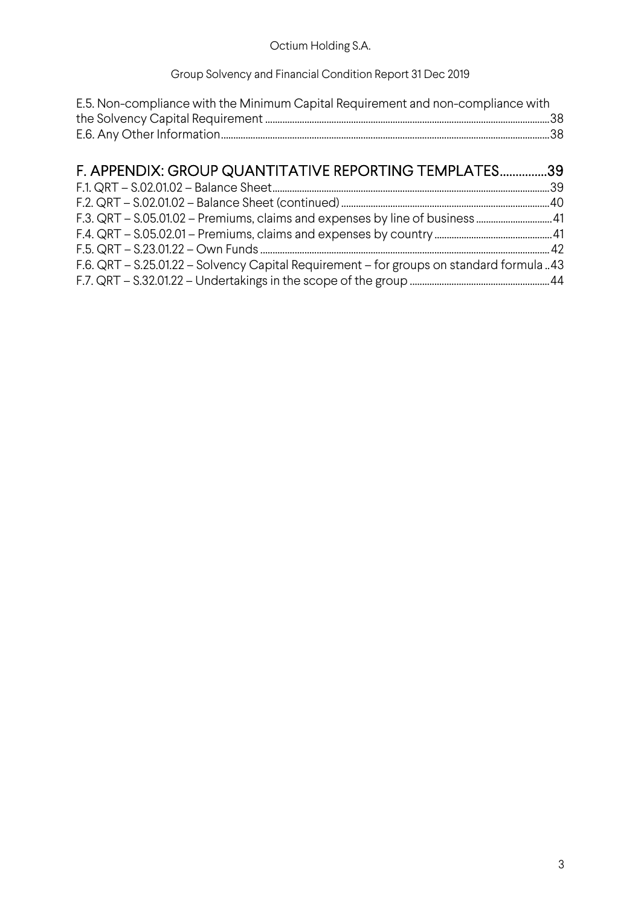E.5. Non-compliance with the Minimum Capital Requirement and non-compliance with the Solvency Capital Requirement ........ 38
E.6. Any Other Information ........ 38

# F. APPENDIX: GROUP QUANTITATIVE REPORTING TEMPLATES ........ 39

F.1. QRT – S.02.01.02 – Balance Sheet ........ 39
F.2. QRT – S.02.01.02 – Balance Sheet (continued) ........ 40
F.3. QRT – S.05.01.02 – Premiums, claims and expenses by line of business ........ 41
F.4. QRT – S.05.02.01 – Premiums, claims and expenses by country ........ 41
F.5. QRT – S.23.01.22 – Own Funds ........ 42
F.6. QRT – S.25.01.22 – Solvency Capital Requirement – for groups on standard formula ........ 43
F.7. QRT – S.32.01.22 – Undertakings in the scope of the group ........ 44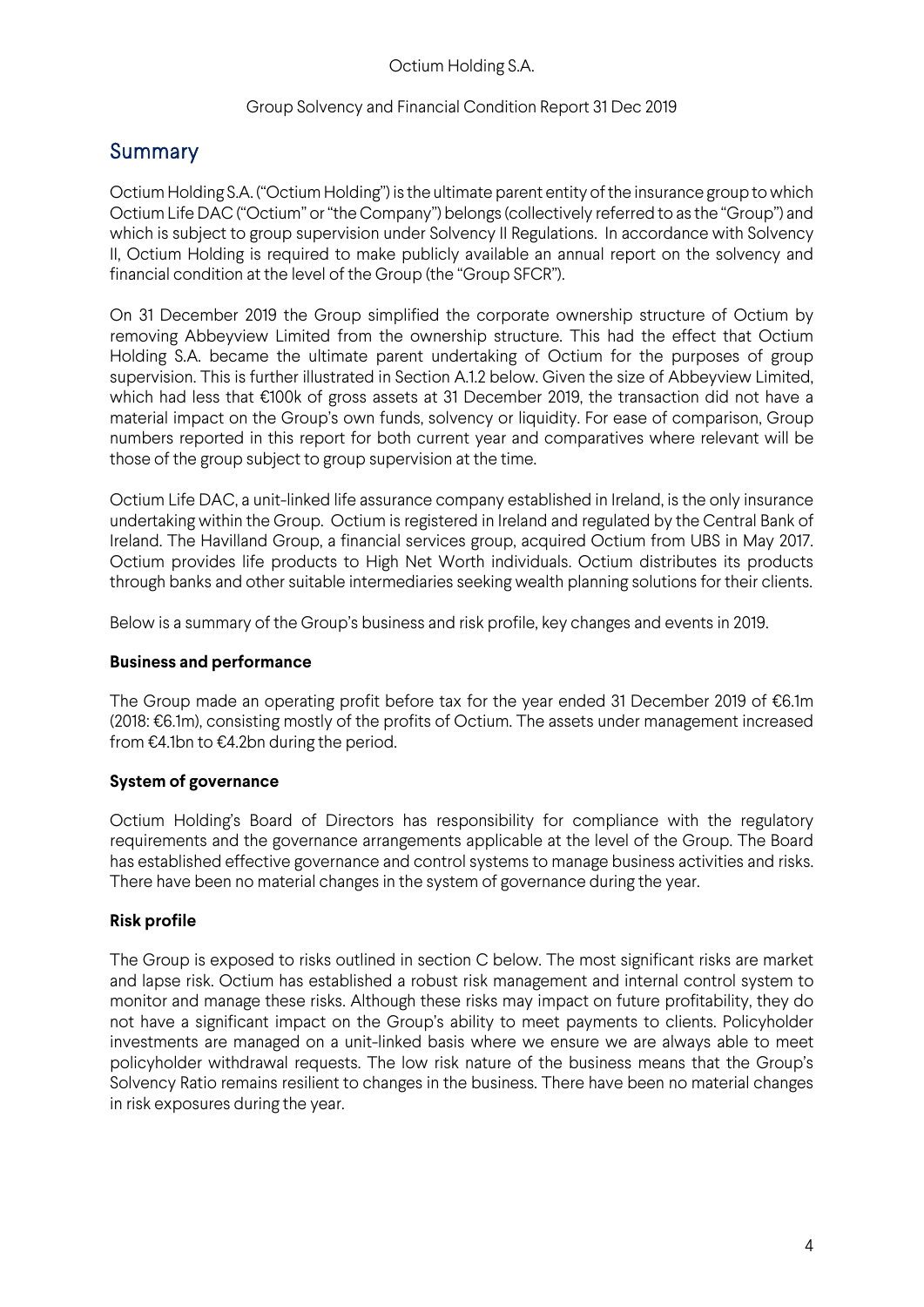# Summary

Octium Holding S.A. ("Octium Holding") is the ultimate parent entity of the insurance group to which Octium Life DAC ("Octium" or "the Company") belongs (collectively referred to as the "Group") and which is subject to group supervision under Solvency II Regulations. In accordance with Solvency II, Octium Holding is required to make publicly available an annual report on the solvency and financial condition at the level of the Group (the "Group SFCR").

On 31 December 2019 the Group simplified the corporate ownership structure of Octium by removing Abbeyview Limited from the ownership structure. This had the effect that Octium Holding S.A. became the ultimate parent undertaking of Octium for the purposes of group supervision. This is further illustrated in Section A.1.2 below. Given the size of Abbeyview Limited, which had less that €100k of gross assets at 31 December 2019, the transaction did not have a material impact on the Group's own funds, solvency or liquidity. For ease of comparison, Group numbers reported in this report for both current year and comparatives where relevant will be those of the group subject to group supervision at the time.

Octium Life DAC, a unit-linked life assurance company established in Ireland, is the only insurance undertaking within the Group. Octium is registered in Ireland and regulated by the Central Bank of Ireland. The Havilland Group, a financial services group, acquired Octium from UBS in May 2017. Octium provides life products to High Net Worth individuals. Octium distributes its products through banks and other suitable intermediaries seeking wealth planning solutions for their clients.

Below is a summary of the Group's business and risk profile, key changes and events in 2019.

**Business and performance**

The Group made an operating profit before tax for the year ended 31 December 2019 of €6.1m (2018: €6.1m), consisting mostly of the profits of Octium. The assets under management increased from €4.1bn to €4.2bn during the period.

**System of governance**

Octium Holding's Board of Directors has responsibility for compliance with the regulatory requirements and the governance arrangements applicable at the level of the Group. The Board has established effective governance and control systems to manage business activities and risks. There have been no material changes in the system of governance during the year.

**Risk profile**

The Group is exposed to risks outlined in section C below. The most significant risks are market and lapse risk. Octium has established a robust risk management and internal control system to monitor and manage these risks. Although these risks may impact on future profitability, they do not have a significant impact on the Group's ability to meet payments to clients. Policyholder investments are managed on a unit-linked basis where we ensure we are always able to meet policyholder withdrawal requests. The low risk nature of the business means that the Group's Solvency Ratio remains resilient to changes in the business. There have been no material changes in risk exposures during the year.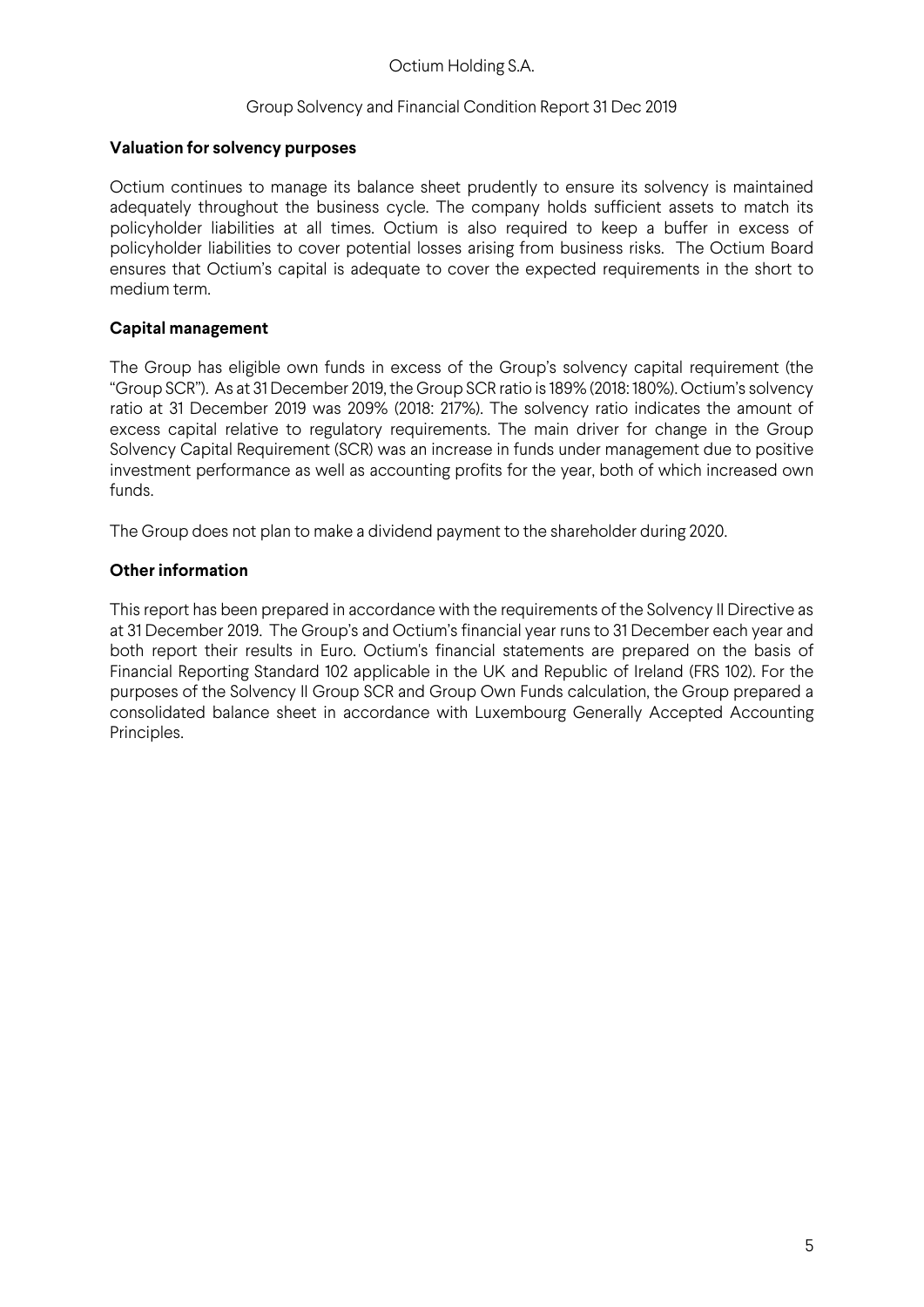**Valuation for solvency purposes**

Octium continues to manage its balance sheet prudently to ensure its solvency is maintained adequately throughout the business cycle. The company holds sufficient assets to match its policyholder liabilities at all times. Octium is also required to keep a buffer in excess of policyholder liabilities to cover potential losses arising from business risks. The Octium Board ensures that Octium's capital is adequate to cover the expected requirements in the short to medium term.

**Capital management**

The Group has eligible own funds in excess of the Group's solvency capital requirement (the "Group SCR"). As at 31 December 2019, the Group SCR ratio is 189% (2018: 180%). Octium's solvency ratio at 31 December 2019 was 209% (2018: 217%). The solvency ratio indicates the amount of excess capital relative to regulatory requirements. The main driver for change in the Group Solvency Capital Requirement (SCR) was an increase in funds under management due to positive investment performance as well as accounting profits for the year, both of which increased own funds.

The Group does not plan to make a dividend payment to the shareholder during 2020.

**Other information**

This report has been prepared in accordance with the requirements of the Solvency II Directive as at 31 December 2019. The Group's and Octium's financial year runs to 31 December each year and both report their results in Euro. Octium's financial statements are prepared on the basis of Financial Reporting Standard 102 applicable in the UK and Republic of Ireland (FRS 102). For the purposes of the Solvency II Group SCR and Group Own Funds calculation, the Group prepared a consolidated balance sheet in accordance with Luxembourg Generally Accepted Accounting Principles.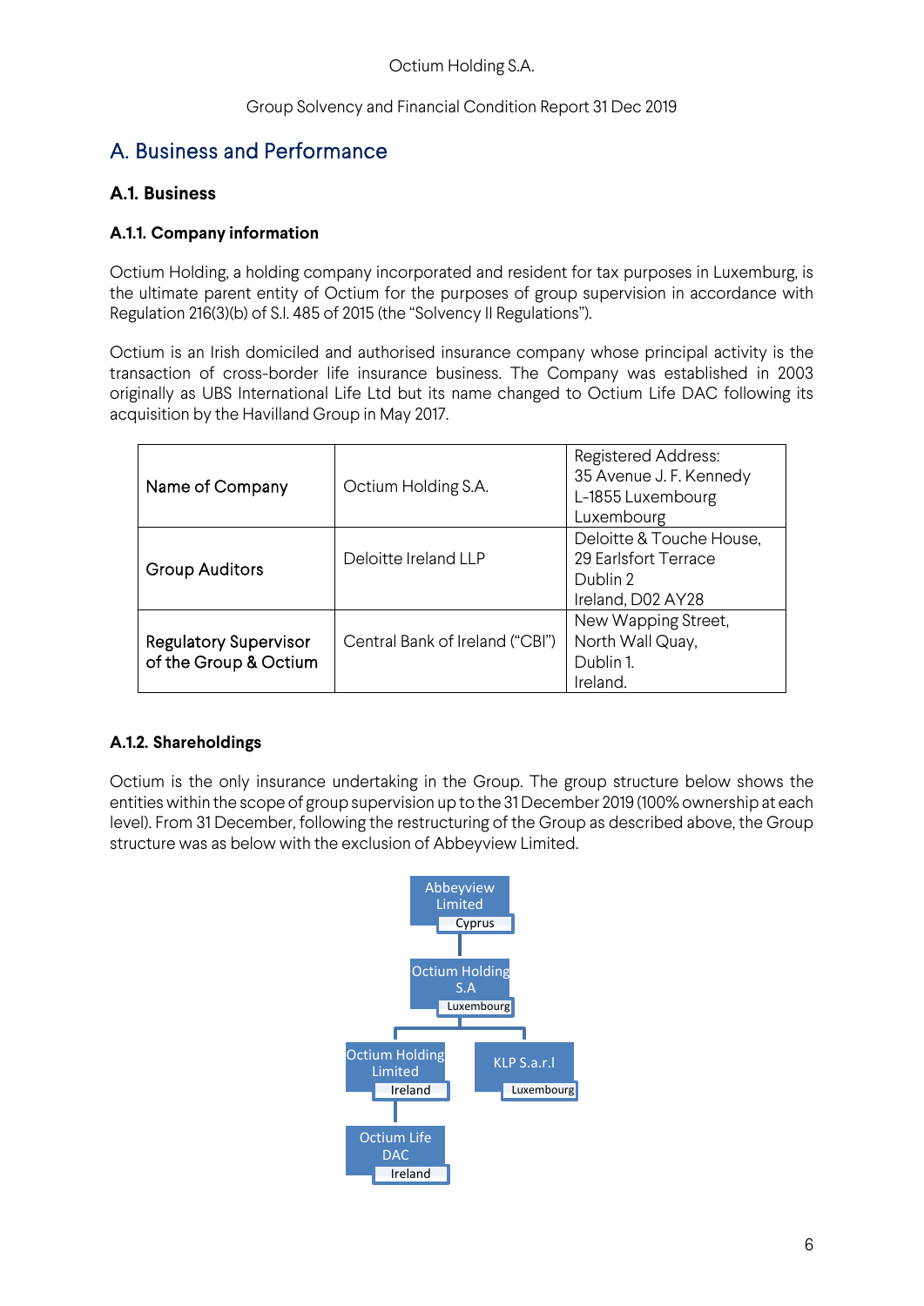## A. Business and Performance

### A.1. Business

#### A.1.1. Company information

Octium Holding, a holding company incorporated and resident for tax purposes in Luxemburg, is the ultimate parent entity of Octium for the purposes of group supervision in accordance with Regulation 216(3)(b) of S.I. 485 of 2015 (the "Solvency II Regulations").

Octium is an Irish domiciled and authorised insurance company whose principal activity is the transaction of cross-border life insurance business. The Company was established in 2003 originally as UBS International Life Ltd but its name changed to Octium Life DAC following its acquisition by the Havilland Group in May 2017.

| | | |
|---|---|---|
| Name of Company | Octium Holding S.A. | Registered Address: 35 Avenue J. F. Kennedy L-1855 Luxembourg Luxembourg |
| Group Auditors | Deloitte Ireland LLP | Deloitte & Touche House, 29 Earlsfort Terrace Dublin 2 Ireland, D02 AY28 |
| Regulatory Supervisor of the Group & Octium | Central Bank of Ireland ("CBI") | New Wapping Street, North Wall Quay, Dublin 1. Ireland. |

#### A.1.2. Shareholdings

Octium is the only insurance undertaking in the Group. The group structure below shows the entities within the scope of group supervision up to the 31 December 2019 (100% ownership at each level). From 31 December, following the restructuring of the Group as described above, the Group structure was as below with the exclusion of Abbeyview Limited.

- Abbeyview Limited (Cyprus)
  - Octium Holding S.A (Luxembourg)
    - Octium Holding Limited (Ireland)
      - Octium Life DAC (Ireland)
    - KLP S.a.r.l (Luxembourg)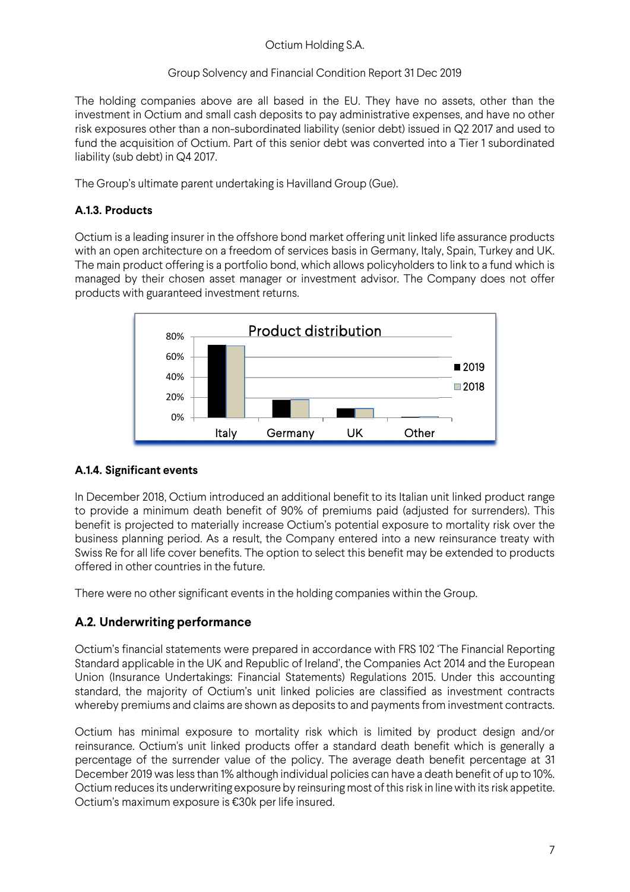The holding companies above are all based in the EU. They have no assets, other than the investment in Octium and small cash deposits to pay administrative expenses, and have no other risk exposures other than a non-subordinated liability (senior debt) issued in Q2 2017 and used to fund the acquisition of Octium. Part of this senior debt was converted into a Tier 1 subordinated liability (sub debt) in Q4 2017.

The Group's ultimate parent undertaking is Havilland Group (Gue).

### A.1.3. Products

Octium is a leading insurer in the offshore bond market offering unit linked life assurance products with an open architecture on a freedom of services basis in Germany, Italy, Spain, Turkey and UK. The main product offering is a portfolio bond, which allows policyholders to link to a fund which is managed by their chosen asset manager or investment advisor. The Company does not offer products with guaranteed investment returns.

### A.1.4. Significant events

In December 2018, Octium introduced an additional benefit to its Italian unit linked product range to provide a minimum death benefit of 90% of premiums paid (adjusted for surrenders). This benefit is projected to materially increase Octium's potential exposure to mortality risk over the business planning period. As a result, the Company entered into a new reinsurance treaty with Swiss Re for all life cover benefits. The option to select this benefit may be extended to products offered in other countries in the future.

There were no other significant events in the holding companies within the Group.

## A.2. Underwriting performance

Octium's financial statements were prepared in accordance with FRS 102 'The Financial Reporting Standard applicable in the UK and Republic of Ireland', the Companies Act 2014 and the European Union (Insurance Undertakings: Financial Statements) Regulations 2015. Under this accounting standard, the majority of Octium's unit linked policies are classified as investment contracts whereby premiums and claims are shown as deposits to and payments from investment contracts.

Octium has minimal exposure to mortality risk which is limited by product design and/or reinsurance. Octium's unit linked products offer a standard death benefit which is generally a percentage of the surrender value of the policy. The average death benefit percentage at 31 December 2019 was less than 1% although individual policies can have a death benefit of up to 10%. Octium reduces its underwriting exposure by reinsuring most of this risk in line with its risk appetite. Octium's maximum exposure is €30k per life insured.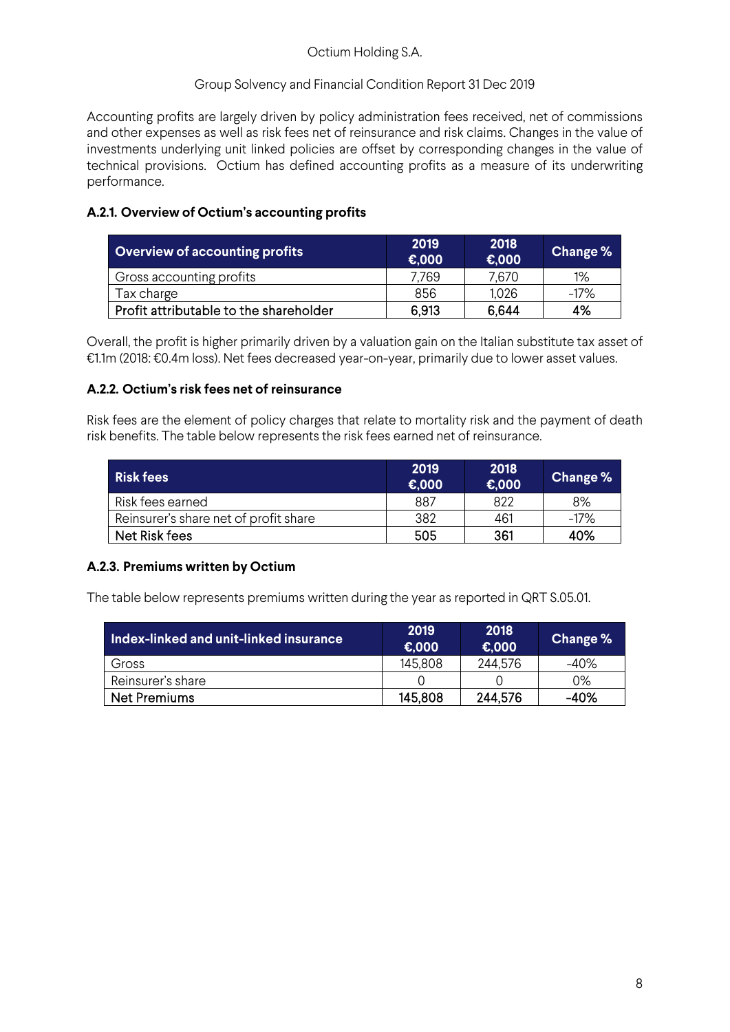Accounting profits are largely driven by policy administration fees received, net of commissions and other expenses as well as risk fees net of reinsurance and risk claims. Changes in the value of investments underlying unit linked policies are offset by corresponding changes in the value of technical provisions. Octium has defined accounting profits as a measure of its underwriting performance.

### A.2.1. Overview of Octium's accounting profits

| Overview of accounting profits | 2019 €,000 | 2018 €,000 | Change % |
|---|---|---|---|
| Gross accounting profits | 7,769 | 7,670 | 1% |
| Tax charge | 856 | 1,026 | -17% |
| **Profit attributable to the shareholder** | **6,913** | **6,644** | **4%** |

Overall, the profit is higher primarily driven by a valuation gain on the Italian substitute tax asset of €1.1m (2018: €0.4m loss). Net fees decreased year-on-year, primarily due to lower asset values.

### A.2.2. Octium's risk fees net of reinsurance

Risk fees are the element of policy charges that relate to mortality risk and the payment of death risk benefits. The table below represents the risk fees earned net of reinsurance.

| Risk fees | 2019 €,000 | 2018 €,000 | Change % |
|---|---|---|---|
| Risk fees earned | 887 | 822 | 8% |
| Reinsurer's share net of profit share | 382 | 461 | -17% |
| **Net Risk fees** | **505** | **361** | **40%** |

### A.2.3. Premiums written by Octium

The table below represents premiums written during the year as reported in QRT S.05.01.

| Index-linked and unit-linked insurance | 2019 €,000 | 2018 €,000 | Change % |
|---|---|---|---|
| Gross | 145,808 | 244,576 | -40% |
| Reinsurer's share | 0 | 0 | 0% |
| **Net Premiums** | **145,808** | **244,576** | **-40%** |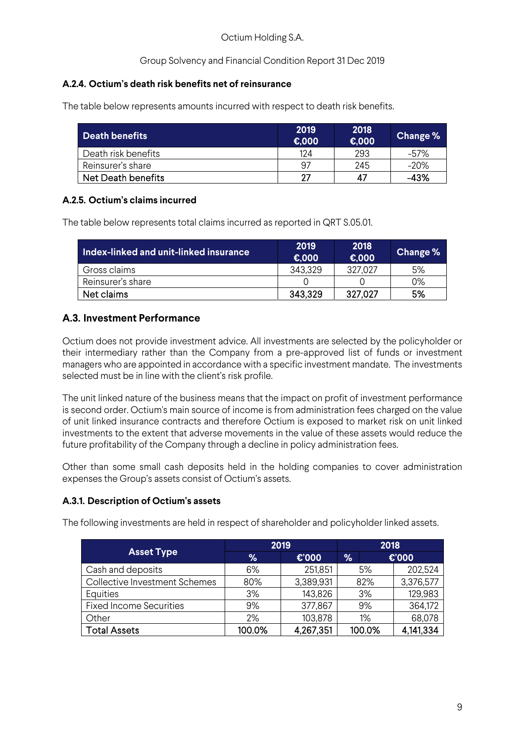### A.2.4. Octium's death risk benefits net of reinsurance

The table below represents amounts incurred with respect to death risk benefits.

| Death benefits | 2019 €,000 | 2018 €,000 | Change % |
|---|---|---|---|
| Death risk benefits | 124 | 293 | -57% |
| Reinsurer's share | 97 | 245 | -20% |
| **Net Death benefits** | **27** | **47** | **-43%** |

### A.2.5. Octium's claims incurred

The table below represents total claims incurred as reported in QRT S.05.01.

| Index-linked and unit-linked insurance | 2019 €,000 | 2018 €,000 | Change % |
|---|---|---|---|
| Gross claims | 343,329 | 327,027 | 5% |
| Reinsurer's share | 0 | 0 | 0% |
| **Net claims** | **343,329** | **327,027** | **5%** |

## A.3. Investment Performance

Octium does not provide investment advice. All investments are selected by the policyholder or their intermediary rather than the Company from a pre-approved list of funds or investment managers who are appointed in accordance with a specific investment mandate. The investments selected must be in line with the client's risk profile.

The unit linked nature of the business means that the impact on profit of investment performance is second order. Octium's main source of income is from administration fees charged on the value of unit linked insurance contracts and therefore Octium is exposed to market risk on unit linked investments to the extent that adverse movements in the value of these assets would reduce the future profitability of the Company through a decline in policy administration fees.

Other than some small cash deposits held in the holding companies to cover administration expenses the Group's assets consist of Octium's assets.

### A.3.1. Description of Octium's assets

The following investments are held in respect of shareholder and policyholder linked assets.

| Asset Type | 2019 | | 2018 | |
|---|---|---|---|---|
| | % | €'000 | % | €'000 |
| Cash and deposits | 6% | 251,851 | 5% | 202,524 |
| Collective Investment Schemes | 80% | 3,389,931 | 82% | 3,376,577 |
| Equities | 3% | 143,826 | 3% | 129,983 |
| Fixed Income Securities | 9% | 377,867 | 9% | 364,172 |
| Other | 2% | 103,878 | 1% | 68,078 |
| **Total Assets** | **100.0%** | **4,267,351** | **100.0%** | **4,141,334** |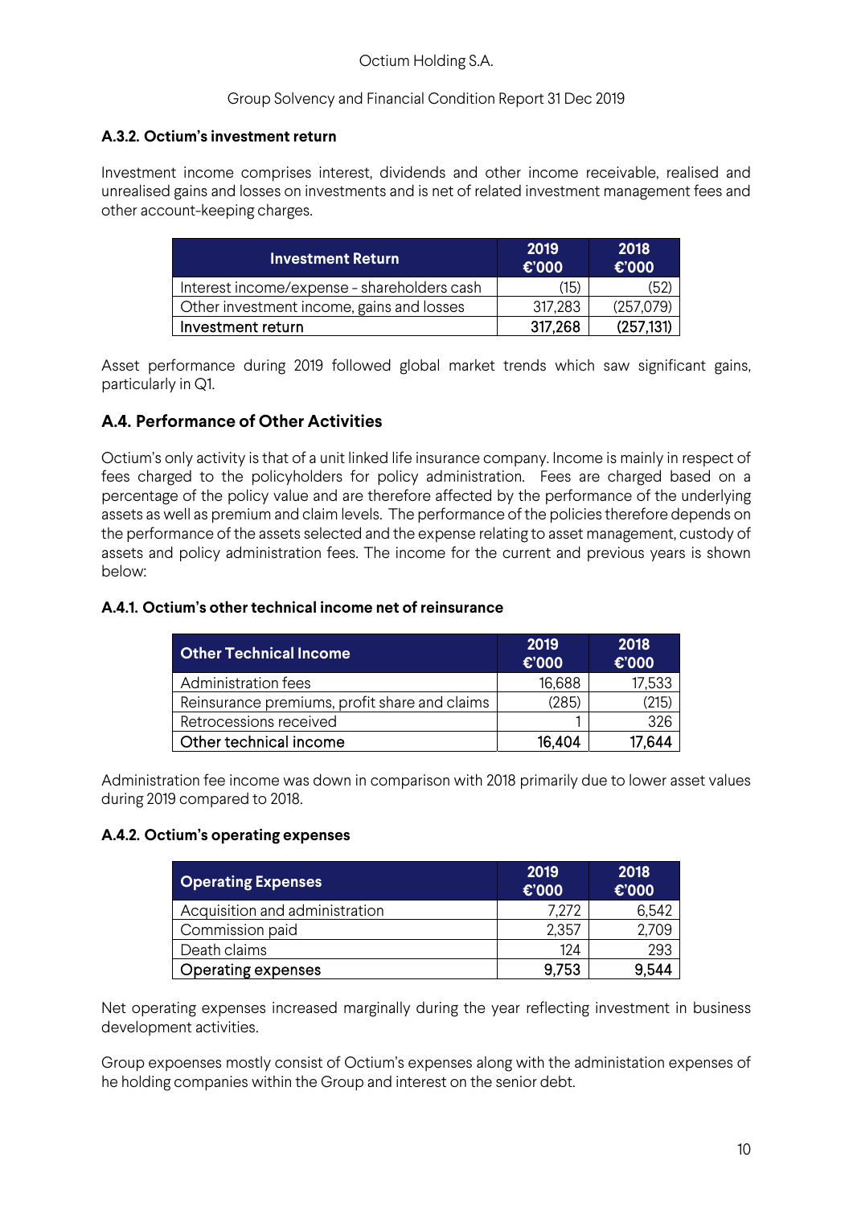### A.3.2. Octium's investment return

Investment income comprises interest, dividends and other income receivable, realised and unrealised gains and losses on investments and is net of related investment management fees and other account-keeping charges.

| Investment Return | 2019 €'000 | 2018 €'000 |
|---|---|---|
| Interest income/expense - shareholders cash | (15) | (52) |
| Other investment income, gains and losses | 317,283 | (257,079) |
| Investment return | 317,268 | (257,131) |

Asset performance during 2019 followed global market trends which saw significant gains, particularly in Q1.

## A.4. Performance of Other Activities

Octium's only activity is that of a unit linked life insurance company. Income is mainly in respect of fees charged to the policyholders for policy administration. Fees are charged based on a percentage of the policy value and are therefore affected by the performance of the underlying assets as well as premium and claim levels. The performance of the policies therefore depends on the performance of the assets selected and the expense relating to asset management, custody of assets and policy administration fees. The income for the current and previous years is shown below:

### A.4.1. Octium's other technical income net of reinsurance

| Other Technical Income | 2019 €'000 | 2018 €'000 |
|---|---|---|
| Administration fees | 16,688 | 17,533 |
| Reinsurance premiums, profit share and claims | (285) | (215) |
| Retrocessions received | 1 | 326 |
| Other technical income | 16,404 | 17,644 |

Administration fee income was down in comparison with 2018 primarily due to lower asset values during 2019 compared to 2018.

### A.4.2. Octium's operating expenses

| Operating Expenses | 2019 €'000 | 2018 €'000 |
|---|---|---|
| Acquisition and administration | 7,272 | 6,542 |
| Commission paid | 2,357 | 2,709 |
| Death claims | 124 | 293 |
| Operating expenses | 9,753 | 9,544 |

Net operating expenses increased marginally during the year reflecting investment in business development activities.

Group expoenses mostly consist of Octium's expenses along with the administation expenses of he holding companies within the Group and interest on the senior debt.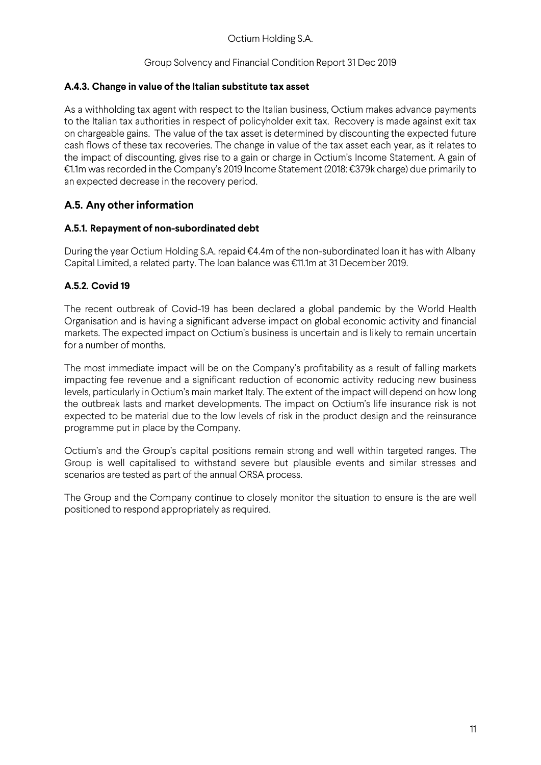### A.4.3. Change in value of the Italian substitute tax asset

As a withholding tax agent with respect to the Italian business, Octium makes advance payments to the Italian tax authorities in respect of policyholder exit tax. Recovery is made against exit tax on chargeable gains. The value of the tax asset is determined by discounting the expected future cash flows of these tax recoveries. The change in value of the tax asset each year, as it relates to the impact of discounting, gives rise to a gain or charge in Octium's Income Statement. A gain of €1.1m was recorded in the Company's 2019 Income Statement (2018: €379k charge) due primarily to an expected decrease in the recovery period.

## A.5. Any other information

### A.5.1. Repayment of non-subordinated debt

During the year Octium Holding S.A. repaid €4.4m of the non-subordinated loan it has with Albany Capital Limited, a related party. The loan balance was €11.1m at 31 December 2019.

### A.5.2. Covid 19

The recent outbreak of Covid-19 has been declared a global pandemic by the World Health Organisation and is having a significant adverse impact on global economic activity and financial markets. The expected impact on Octium's business is uncertain and is likely to remain uncertain for a number of months.

The most immediate impact will be on the Company's profitability as a result of falling markets impacting fee revenue and a significant reduction of economic activity reducing new business levels, particularly in Octium's main market Italy. The extent of the impact will depend on how long the outbreak lasts and market developments. The impact on Octium's life insurance risk is not expected to be material due to the low levels of risk in the product design and the reinsurance programme put in place by the Company.

Octium's and the Group's capital positions remain strong and well within targeted ranges. The Group is well capitalised to withstand severe but plausible events and similar stresses and scenarios are tested as part of the annual ORSA process.

The Group and the Company continue to closely monitor the situation to ensure is the are well positioned to respond appropriately as required.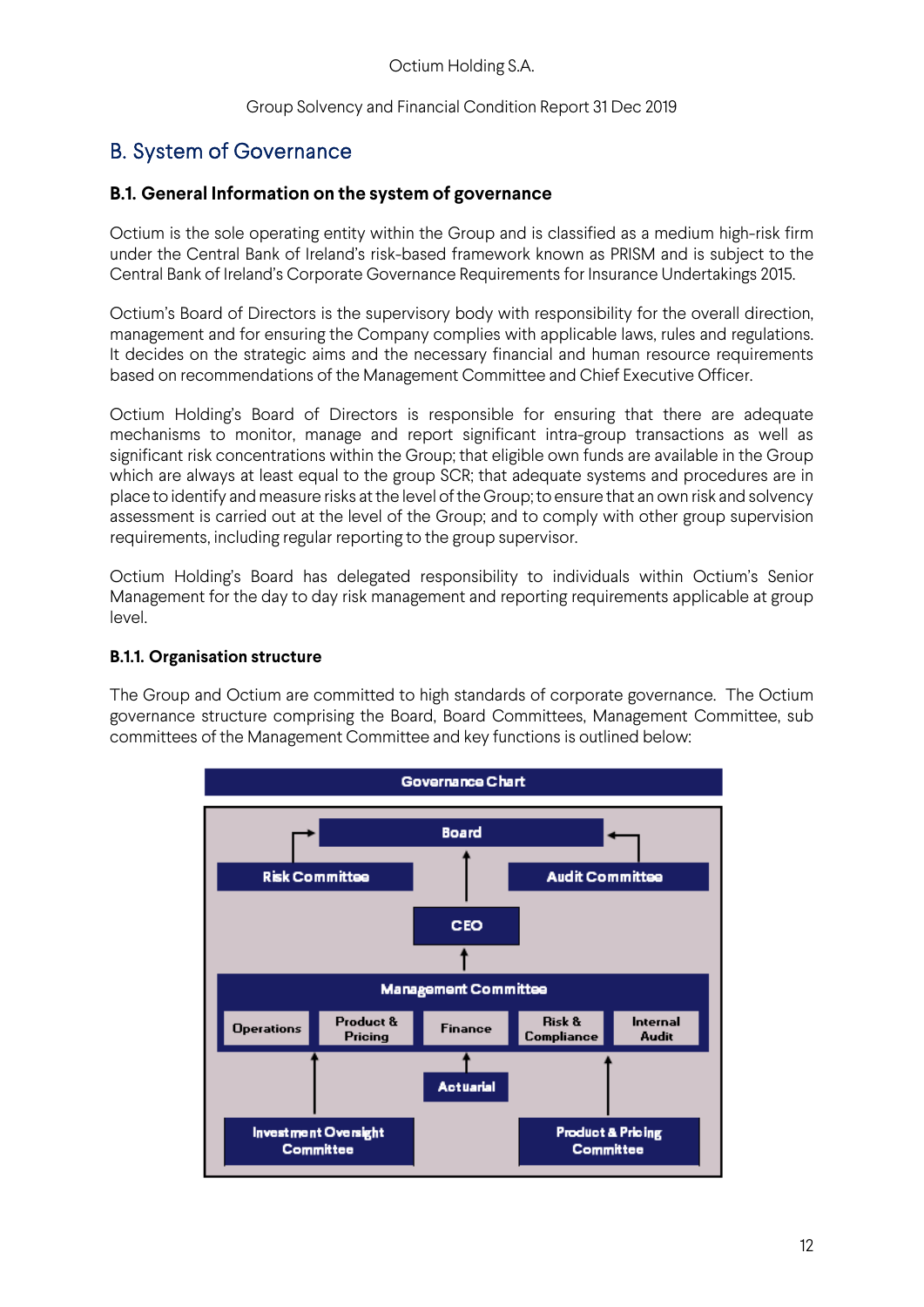## B. System of Governance

### B.1. General Information on the system of governance

Octium is the sole operating entity within the Group and is classified as a medium high-risk firm under the Central Bank of Ireland's risk-based framework known as PRISM and is subject to the Central Bank of Ireland's Corporate Governance Requirements for Insurance Undertakings 2015.

Octium's Board of Directors is the supervisory body with responsibility for the overall direction, management and for ensuring the Company complies with applicable laws, rules and regulations. It decides on the strategic aims and the necessary financial and human resource requirements based on recommendations of the Management Committee and Chief Executive Officer.

Octium Holding's Board of Directors is responsible for ensuring that there are adequate mechanisms to monitor, manage and report significant intra-group transactions as well as significant risk concentrations within the Group; that eligible own funds are available in the Group which are always at least equal to the group SCR; that adequate systems and procedures are in place to identify and measure risks at the level of the Group; to ensure that an own risk and solvency assessment is carried out at the level of the Group; and to comply with other group supervision requirements, including regular reporting to the group supervisor.

Octium Holding's Board has delegated responsibility to individuals within Octium's Senior Management for the day to day risk management and reporting requirements applicable at group level.

#### B.1.1. Organisation structure

The Group and Octium are committed to high standards of corporate governance. The Octium governance structure comprising the Board, Board Committees, Management Committee, sub committees of the Management Committee and key functions is outlined below:

**Governance Chart**

- Board
  - Risk Committee (reports to Board)
  - Audit Committee (reports to Board)
  - CEO (reports to Board)
    - Management Committee (reports to CEO): Operations, Product & Pricing, Finance, Risk & Compliance, Internal Audit
      - Investment Oversight Committee (reports to Management Committee)
      - Actuarial (reports to Management Committee)
      - Product & Pricing Committee (reports to Management Committee)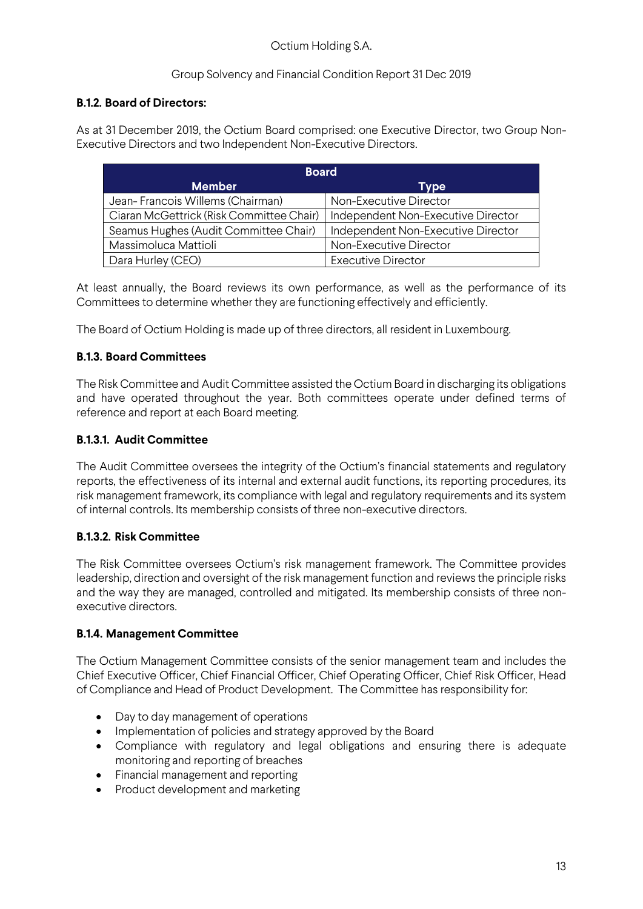### B.1.2. Board of Directors:

As at 31 December 2019, the Octium Board comprised: one Executive Director, two Group Non-Executive Directors and two Independent Non-Executive Directors.

| Board | |
|---|---|
| **Member** | **Type** |
| Jean- Francois Willems (Chairman) | Non-Executive Director |
| Ciaran McGettrick (Risk Committee Chair) | Independent Non-Executive Director |
| Seamus Hughes (Audit Committee Chair) | Independent Non-Executive Director |
| Massimoluca Mattioli | Non-Executive Director |
| Dara Hurley (CEO) | Executive Director |

At least annually, the Board reviews its own performance, as well as the performance of its Committees to determine whether they are functioning effectively and efficiently.

The Board of Octium Holding is made up of three directors, all resident in Luxembourg.

### B.1.3. Board Committees

The Risk Committee and Audit Committee assisted the Octium Board in discharging its obligations and have operated throughout the year. Both committees operate under defined terms of reference and report at each Board meeting.

#### B.1.3.1. Audit Committee

The Audit Committee oversees the integrity of the Octium's financial statements and regulatory reports, the effectiveness of its internal and external audit functions, its reporting procedures, its risk management framework, its compliance with legal and regulatory requirements and its system of internal controls. Its membership consists of three non-executive directors.

#### B.1.3.2. Risk Committee

The Risk Committee oversees Octium's risk management framework. The Committee provides leadership, direction and oversight of the risk management function and reviews the principle risks and the way they are managed, controlled and mitigated. Its membership consists of three non-executive directors.

### B.1.4. Management Committee

The Octium Management Committee consists of the senior management team and includes the Chief Executive Officer, Chief Financial Officer, Chief Operating Officer, Chief Risk Officer, Head of Compliance and Head of Product Development. The Committee has responsibility for:

- Day to day management of operations
- Implementation of policies and strategy approved by the Board
- Compliance with regulatory and legal obligations and ensuring there is adequate monitoring and reporting of breaches
- Financial management and reporting
- Product development and marketing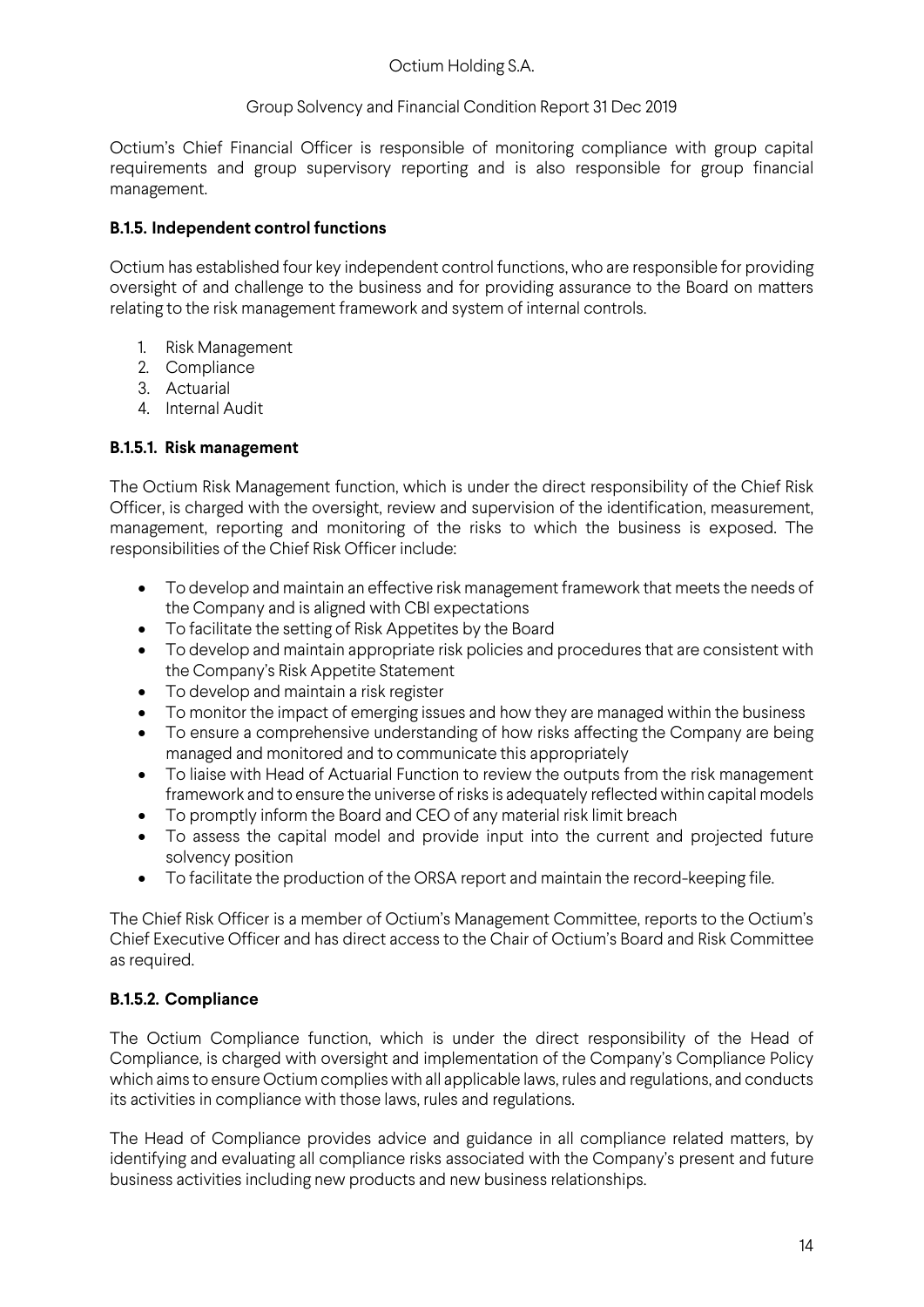Octium's Chief Financial Officer is responsible of monitoring compliance with group capital requirements and group supervisory reporting and is also responsible for group financial management.

### B.1.5. Independent control functions

Octium has established four key independent control functions, who are responsible for providing oversight of and challenge to the business and for providing assurance to the Board on matters relating to the risk management framework and system of internal controls.

1. Risk Management
2. Compliance
3. Actuarial
4. Internal Audit

#### B.1.5.1. Risk management

The Octium Risk Management function, which is under the direct responsibility of the Chief Risk Officer, is charged with the oversight, review and supervision of the identification, measurement, management, reporting and monitoring of the risks to which the business is exposed. The responsibilities of the Chief Risk Officer include:

- To develop and maintain an effective risk management framework that meets the needs of the Company and is aligned with CBI expectations
- To facilitate the setting of Risk Appetites by the Board
- To develop and maintain appropriate risk policies and procedures that are consistent with the Company's Risk Appetite Statement
- To develop and maintain a risk register
- To monitor the impact of emerging issues and how they are managed within the business
- To ensure a comprehensive understanding of how risks affecting the Company are being managed and monitored and to communicate this appropriately
- To liaise with Head of Actuarial Function to review the outputs from the risk management framework and to ensure the universe of risks is adequately reflected within capital models
- To promptly inform the Board and CEO of any material risk limit breach
- To assess the capital model and provide input into the current and projected future solvency position
- To facilitate the production of the ORSA report and maintain the record-keeping file.

The Chief Risk Officer is a member of Octium's Management Committee, reports to the Octium's Chief Executive Officer and has direct access to the Chair of Octium's Board and Risk Committee as required.

#### B.1.5.2. Compliance

The Octium Compliance function, which is under the direct responsibility of the Head of Compliance, is charged with oversight and implementation of the Company's Compliance Policy which aims to ensure Octium complies with all applicable laws, rules and regulations, and conducts its activities in compliance with those laws, rules and regulations.

The Head of Compliance provides advice and guidance in all compliance related matters, by identifying and evaluating all compliance risks associated with the Company's present and future business activities including new products and new business relationships.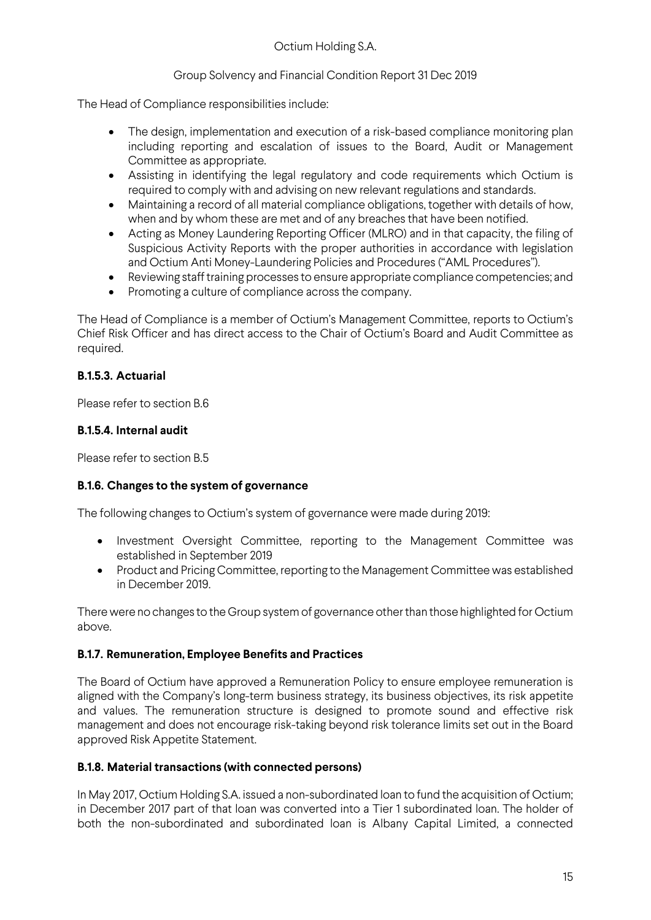The Head of Compliance responsibilities include:

- The design, implementation and execution of a risk-based compliance monitoring plan including reporting and escalation of issues to the Board, Audit or Management Committee as appropriate.
- Assisting in identifying the legal regulatory and code requirements which Octium is required to comply with and advising on new relevant regulations and standards.
- Maintaining a record of all material compliance obligations, together with details of how, when and by whom these are met and of any breaches that have been notified.
- Acting as Money Laundering Reporting Officer (MLRO) and in that capacity, the filing of Suspicious Activity Reports with the proper authorities in accordance with legislation and Octium Anti Money-Laundering Policies and Procedures ("AML Procedures").
- Reviewing staff training processes to ensure appropriate compliance competencies; and
- Promoting a culture of compliance across the company.

The Head of Compliance is a member of Octium's Management Committee, reports to Octium's Chief Risk Officer and has direct access to the Chair of Octium's Board and Audit Committee as required.

#### B.1.5.3. Actuarial

Please refer to section B.6

#### B.1.5.4. Internal audit

Please refer to section B.5

### B.1.6. Changes to the system of governance

The following changes to Octium's system of governance were made during 2019:

- Investment Oversight Committee, reporting to the Management Committee was established in September 2019
- Product and Pricing Committee, reporting to the Management Committee was established in December 2019.

There were no changes to the Group system of governance other than those highlighted for Octium above.

### B.1.7. Remuneration, Employee Benefits and Practices

The Board of Octium have approved a Remuneration Policy to ensure employee remuneration is aligned with the Company's long-term business strategy, its business objectives, its risk appetite and values. The remuneration structure is designed to promote sound and effective risk management and does not encourage risk-taking beyond risk tolerance limits set out in the Board approved Risk Appetite Statement.

### B.1.8. Material transactions (with connected persons)

In May 2017, Octium Holding S.A. issued a non-subordinated loan to fund the acquisition of Octium; in December 2017 part of that loan was converted into a Tier 1 subordinated loan. The holder of both the non-subordinated and subordinated loan is Albany Capital Limited, a connected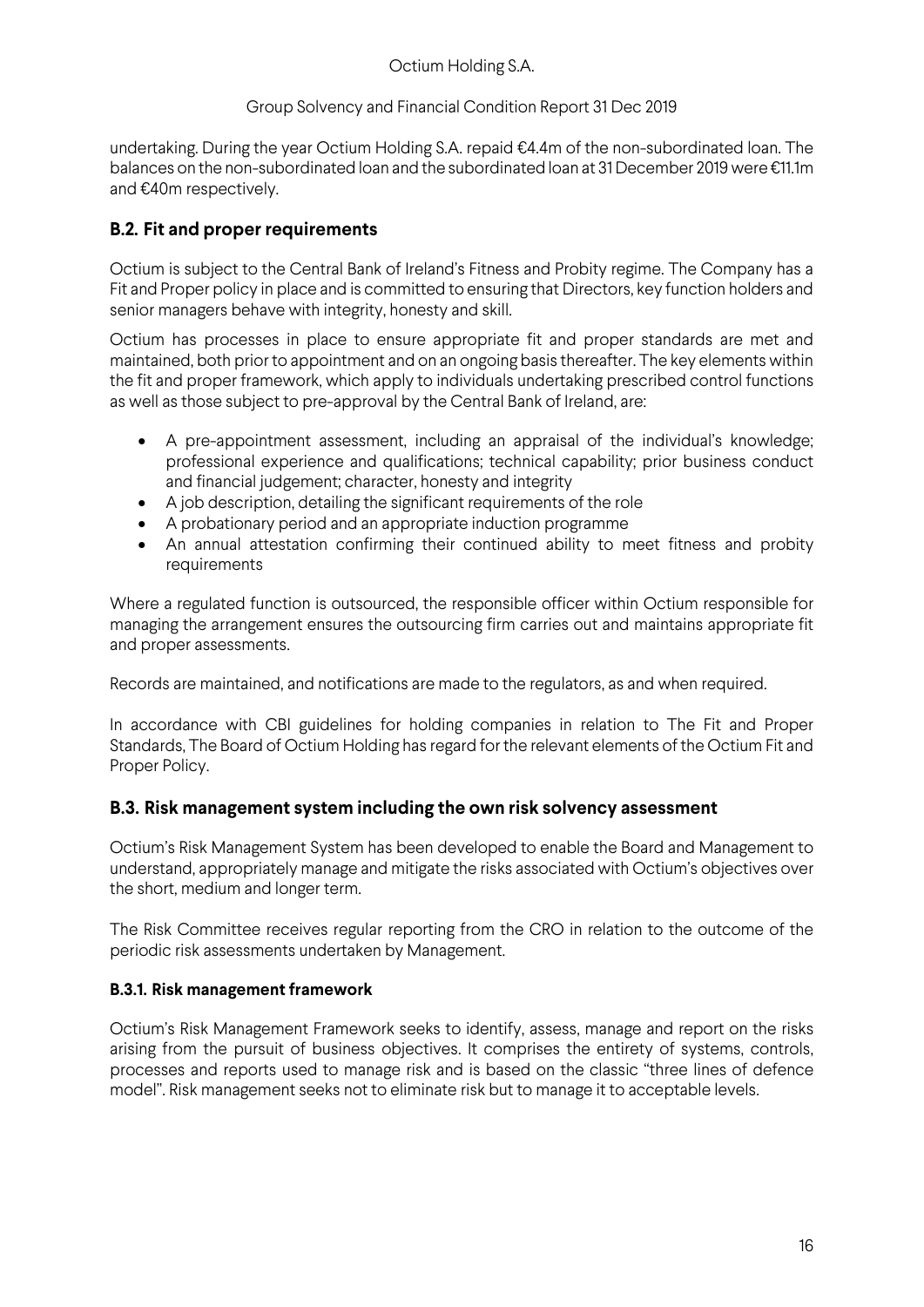undertaking. During the year Octium Holding S.A. repaid €4.4m of the non-subordinated loan. The balances on the non-subordinated loan and the subordinated loan at 31 December 2019 were €11.1m and €40m respectively.

## B.2. Fit and proper requirements

Octium is subject to the Central Bank of Ireland's Fitness and Probity regime. The Company has a Fit and Proper policy in place and is committed to ensuring that Directors, key function holders and senior managers behave with integrity, honesty and skill.

Octium has processes in place to ensure appropriate fit and proper standards are met and maintained, both prior to appointment and on an ongoing basis thereafter. The key elements within the fit and proper framework, which apply to individuals undertaking prescribed control functions as well as those subject to pre-approval by the Central Bank of Ireland, are:

- A pre-appointment assessment, including an appraisal of the individual's knowledge; professional experience and qualifications; technical capability; prior business conduct and financial judgement; character, honesty and integrity
- A job description, detailing the significant requirements of the role
- A probationary period and an appropriate induction programme
- An annual attestation confirming their continued ability to meet fitness and probity requirements

Where a regulated function is outsourced, the responsible officer within Octium responsible for managing the arrangement ensures the outsourcing firm carries out and maintains appropriate fit and proper assessments.

Records are maintained, and notifications are made to the regulators, as and when required.

In accordance with CBI guidelines for holding companies in relation to The Fit and Proper Standards, The Board of Octium Holding has regard for the relevant elements of the Octium Fit and Proper Policy.

## B.3. Risk management system including the own risk solvency assessment

Octium's Risk Management System has been developed to enable the Board and Management to understand, appropriately manage and mitigate the risks associated with Octium's objectives over the short, medium and longer term.

The Risk Committee receives regular reporting from the CRO in relation to the outcome of the periodic risk assessments undertaken by Management.

### B.3.1. Risk management framework

Octium's Risk Management Framework seeks to identify, assess, manage and report on the risks arising from the pursuit of business objectives. It comprises the entirety of systems, controls, processes and reports used to manage risk and is based on the classic "three lines of defence model". Risk management seeks not to eliminate risk but to manage it to acceptable levels.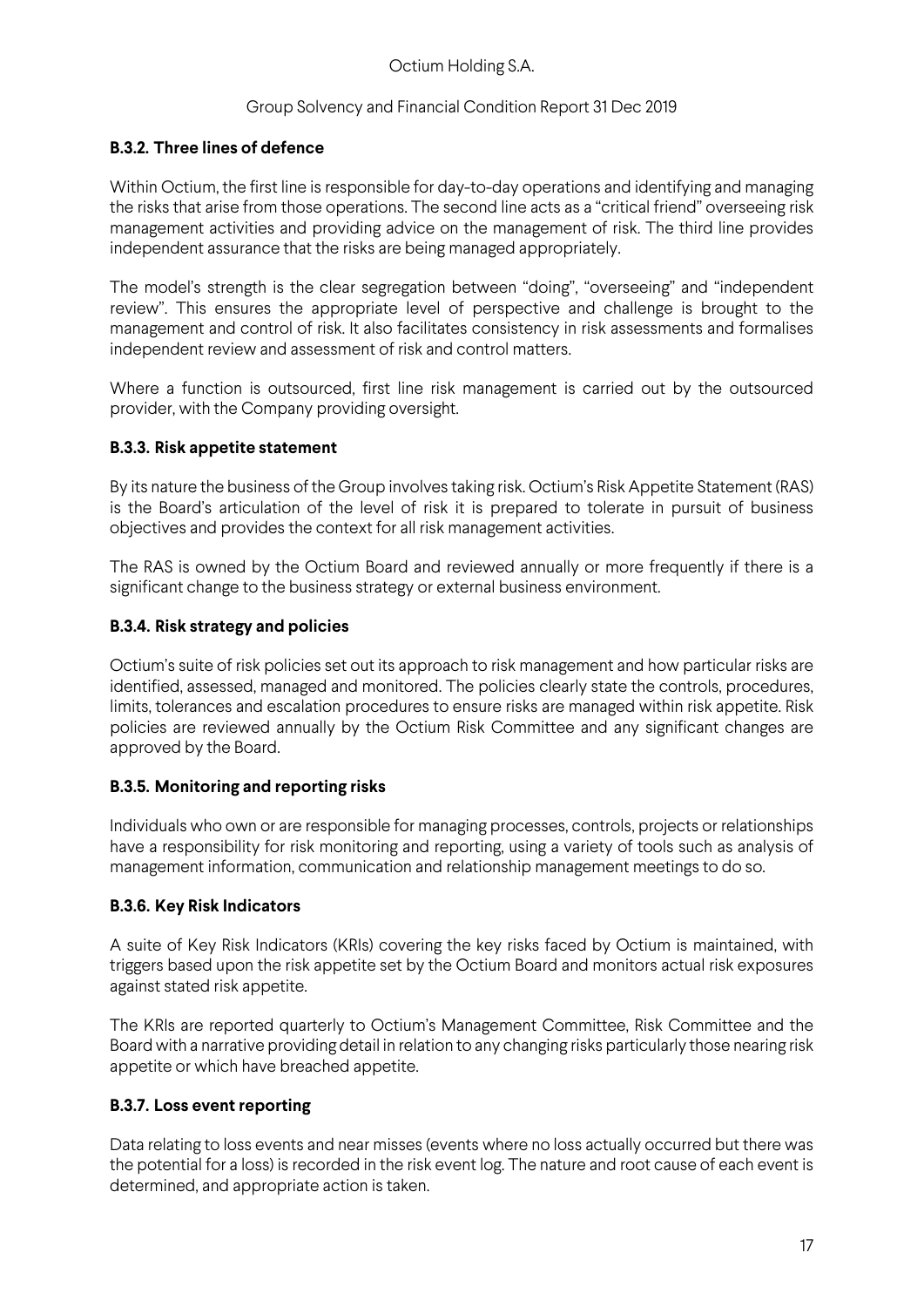### B.3.2. Three lines of defence

Within Octium, the first line is responsible for day-to-day operations and identifying and managing the risks that arise from those operations. The second line acts as a "critical friend" overseeing risk management activities and providing advice on the management of risk. The third line provides independent assurance that the risks are being managed appropriately.

The model's strength is the clear segregation between "doing", "overseeing" and "independent review". This ensures the appropriate level of perspective and challenge is brought to the management and control of risk. It also facilitates consistency in risk assessments and formalises independent review and assessment of risk and control matters.

Where a function is outsourced, first line risk management is carried out by the outsourced provider, with the Company providing oversight.

### B.3.3. Risk appetite statement

By its nature the business of the Group involves taking risk. Octium's Risk Appetite Statement (RAS) is the Board's articulation of the level of risk it is prepared to tolerate in pursuit of business objectives and provides the context for all risk management activities.

The RAS is owned by the Octium Board and reviewed annually or more frequently if there is a significant change to the business strategy or external business environment.

### B.3.4. Risk strategy and policies

Octium's suite of risk policies set out its approach to risk management and how particular risks are identified, assessed, managed and monitored. The policies clearly state the controls, procedures, limits, tolerances and escalation procedures to ensure risks are managed within risk appetite. Risk policies are reviewed annually by the Octium Risk Committee and any significant changes are approved by the Board.

### B.3.5. Monitoring and reporting risks

Individuals who own or are responsible for managing processes, controls, projects or relationships have a responsibility for risk monitoring and reporting, using a variety of tools such as analysis of management information, communication and relationship management meetings to do so.

### B.3.6. Key Risk Indicators

A suite of Key Risk Indicators (KRIs) covering the key risks faced by Octium is maintained, with triggers based upon the risk appetite set by the Octium Board and monitors actual risk exposures against stated risk appetite.

The KRIs are reported quarterly to Octium's Management Committee, Risk Committee and the Board with a narrative providing detail in relation to any changing risks particularly those nearing risk appetite or which have breached appetite.

### B.3.7. Loss event reporting

Data relating to loss events and near misses (events where no loss actually occurred but there was the potential for a loss) is recorded in the risk event log. The nature and root cause of each event is determined, and appropriate action is taken.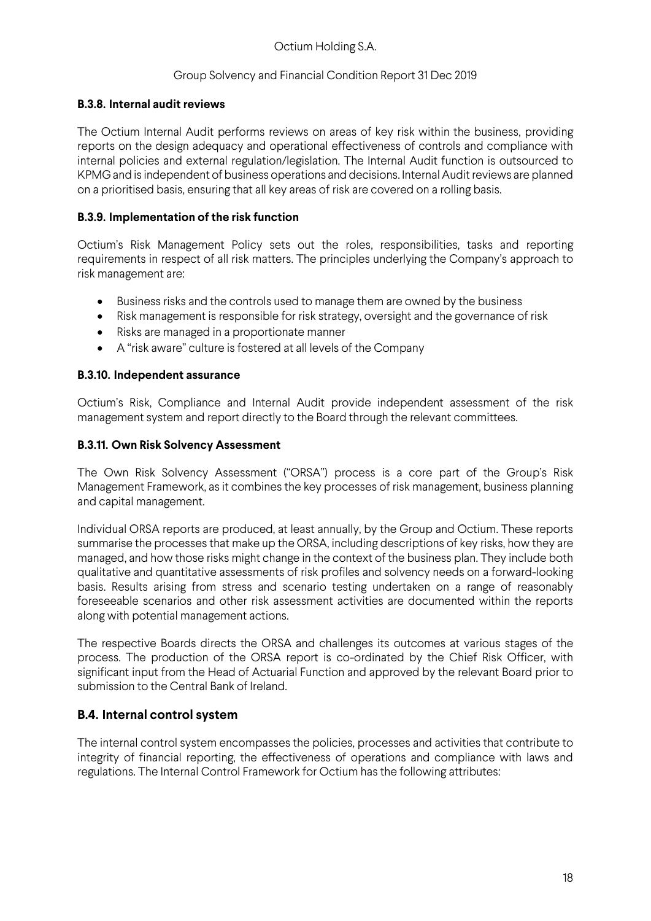#### B.3.8. Internal audit reviews

The Octium Internal Audit performs reviews on areas of key risk within the business, providing reports on the design adequacy and operational effectiveness of controls and compliance with internal policies and external regulation/legislation. The Internal Audit function is outsourced to KPMG and is independent of business operations and decisions. Internal Audit reviews are planned on a prioritised basis, ensuring that all key areas of risk are covered on a rolling basis.

#### B.3.9. Implementation of the risk function

Octium's Risk Management Policy sets out the roles, responsibilities, tasks and reporting requirements in respect of all risk matters. The principles underlying the Company's approach to risk management are:

- Business risks and the controls used to manage them are owned by the business
- Risk management is responsible for risk strategy, oversight and the governance of risk
- Risks are managed in a proportionate manner
- A "risk aware" culture is fostered at all levels of the Company

#### B.3.10. Independent assurance

Octium's Risk, Compliance and Internal Audit provide independent assessment of the risk management system and report directly to the Board through the relevant committees.

#### B.3.11. Own Risk Solvency Assessment

The Own Risk Solvency Assessment ("ORSA") process is a core part of the Group's Risk Management Framework, as it combines the key processes of risk management, business planning and capital management.

Individual ORSA reports are produced, at least annually, by the Group and Octium. These reports summarise the processes that make up the ORSA, including descriptions of key risks, how they are managed, and how those risks might change in the context of the business plan. They include both qualitative and quantitative assessments of risk profiles and solvency needs on a forward-looking basis. Results arising from stress and scenario testing undertaken on a range of reasonably foreseeable scenarios and other risk assessment activities are documented within the reports along with potential management actions.

The respective Boards directs the ORSA and challenges its outcomes at various stages of the process. The production of the ORSA report is co-ordinated by the Chief Risk Officer, with significant input from the Head of Actuarial Function and approved by the relevant Board prior to submission to the Central Bank of Ireland.

## B.4. Internal control system

The internal control system encompasses the policies, processes and activities that contribute to integrity of financial reporting, the effectiveness of operations and compliance with laws and regulations. The Internal Control Framework for Octium has the following attributes: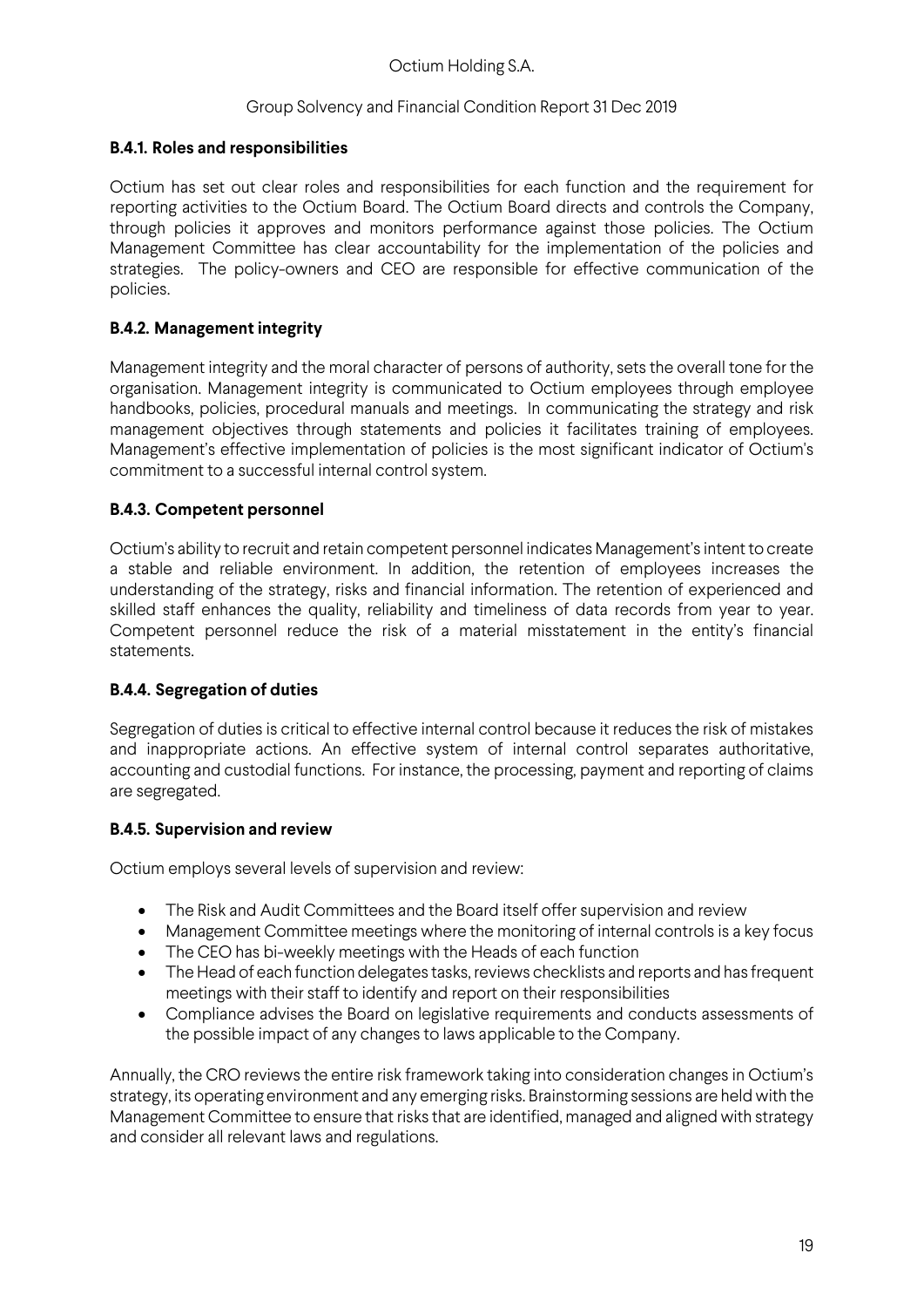### B.4.1. Roles and responsibilities

Octium has set out clear roles and responsibilities for each function and the requirement for reporting activities to the Octium Board. The Octium Board directs and controls the Company, through policies it approves and monitors performance against those policies. The Octium Management Committee has clear accountability for the implementation of the policies and strategies. The policy-owners and CEO are responsible for effective communication of the policies.

### B.4.2. Management integrity

Management integrity and the moral character of persons of authority, sets the overall tone for the organisation. Management integrity is communicated to Octium employees through employee handbooks, policies, procedural manuals and meetings. In communicating the strategy and risk management objectives through statements and policies it facilitates training of employees. Management's effective implementation of policies is the most significant indicator of Octium's commitment to a successful internal control system.

### B.4.3. Competent personnel

Octium's ability to recruit and retain competent personnel indicates Management's intent to create a stable and reliable environment. In addition, the retention of employees increases the understanding of the strategy, risks and financial information. The retention of experienced and skilled staff enhances the quality, reliability and timeliness of data records from year to year. Competent personnel reduce the risk of a material misstatement in the entity's financial statements.

### B.4.4. Segregation of duties

Segregation of duties is critical to effective internal control because it reduces the risk of mistakes and inappropriate actions. An effective system of internal control separates authoritative, accounting and custodial functions. For instance, the processing, payment and reporting of claims are segregated.

### B.4.5. Supervision and review

Octium employs several levels of supervision and review:

- The Risk and Audit Committees and the Board itself offer supervision and review
- Management Committee meetings where the monitoring of internal controls is a key focus
- The CEO has bi-weekly meetings with the Heads of each function
- The Head of each function delegates tasks, reviews checklists and reports and has frequent meetings with their staff to identify and report on their responsibilities
- Compliance advises the Board on legislative requirements and conducts assessments of the possible impact of any changes to laws applicable to the Company.

Annually, the CRO reviews the entire risk framework taking into consideration changes in Octium's strategy, its operating environment and any emerging risks. Brainstorming sessions are held with the Management Committee to ensure that risks that are identified, managed and aligned with strategy and consider all relevant laws and regulations.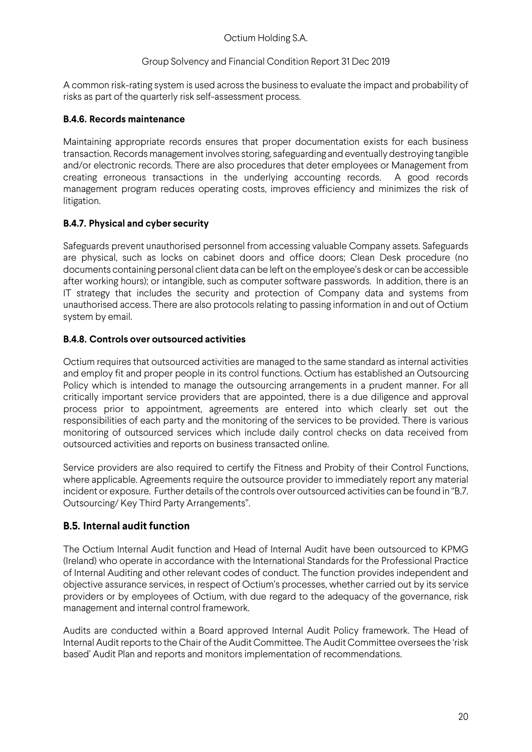A common risk-rating system is used across the business to evaluate the impact and probability of risks as part of the quarterly risk self-assessment process.

### B.4.6. Records maintenance

Maintaining appropriate records ensures that proper documentation exists for each business transaction. Records management involves storing, safeguarding and eventually destroying tangible and/or electronic records. There are also procedures that deter employees or Management from creating erroneous transactions in the underlying accounting records. A good records management program reduces operating costs, improves efficiency and minimizes the risk of litigation.

### B.4.7. Physical and cyber security

Safeguards prevent unauthorised personnel from accessing valuable Company assets. Safeguards are physical, such as locks on cabinet doors and office doors; Clean Desk procedure (no documents containing personal client data can be left on the employee's desk or can be accessible after working hours); or intangible, such as computer software passwords. In addition, there is an IT strategy that includes the security and protection of Company data and systems from unauthorised access. There are also protocols relating to passing information in and out of Octium system by email.

### B.4.8. Controls over outsourced activities

Octium requires that outsourced activities are managed to the same standard as internal activities and employ fit and proper people in its control functions. Octium has established an Outsourcing Policy which is intended to manage the outsourcing arrangements in a prudent manner. For all critically important service providers that are appointed, there is a due diligence and approval process prior to appointment, agreements are entered into which clearly set out the responsibilities of each party and the monitoring of the services to be provided. There is various monitoring of outsourced services which include daily control checks on data received from outsourced activities and reports on business transacted online.

Service providers are also required to certify the Fitness and Probity of their Control Functions, where applicable. Agreements require the outsource provider to immediately report any material incident or exposure. Further details of the controls over outsourced activities can be found in "B.7. Outsourcing/ Key Third Party Arrangements".

## B.5. Internal audit function

The Octium Internal Audit function and Head of Internal Audit have been outsourced to KPMG (Ireland) who operate in accordance with the International Standards for the Professional Practice of Internal Auditing and other relevant codes of conduct. The function provides independent and objective assurance services, in respect of Octium's processes, whether carried out by its service providers or by employees of Octium, with due regard to the adequacy of the governance, risk management and internal control framework.

Audits are conducted within a Board approved Internal Audit Policy framework. The Head of Internal Audit reports to the Chair of the Audit Committee. The Audit Committee oversees the 'risk based' Audit Plan and reports and monitors implementation of recommendations.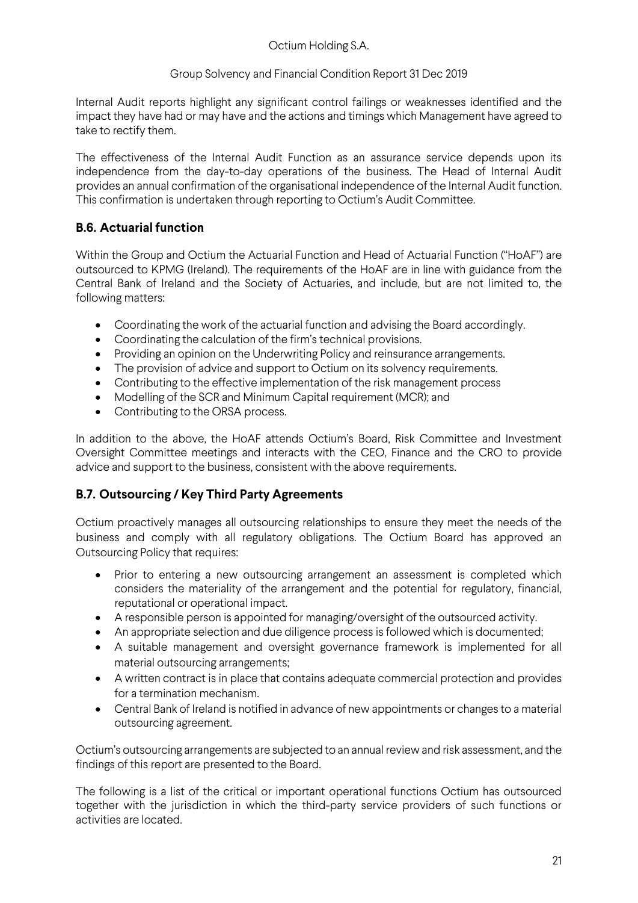Internal Audit reports highlight any significant control failings or weaknesses identified and the impact they have had or may have and the actions and timings which Management have agreed to take to rectify them.

The effectiveness of the Internal Audit Function as an assurance service depends upon its independence from the day-to-day operations of the business. The Head of Internal Audit provides an annual confirmation of the organisational independence of the Internal Audit function. This confirmation is undertaken through reporting to Octium's Audit Committee.

## B.6. Actuarial function

Within the Group and Octium the Actuarial Function and Head of Actuarial Function ("HoAF") are outsourced to KPMG (Ireland). The requirements of the HoAF are in line with guidance from the Central Bank of Ireland and the Society of Actuaries, and include, but are not limited to, the following matters:

- Coordinating the work of the actuarial function and advising the Board accordingly.
- Coordinating the calculation of the firm's technical provisions.
- Providing an opinion on the Underwriting Policy and reinsurance arrangements.
- The provision of advice and support to Octium on its solvency requirements.
- Contributing to the effective implementation of the risk management process
- Modelling of the SCR and Minimum Capital requirement (MCR); and
- Contributing to the ORSA process.

In addition to the above, the HoAF attends Octium's Board, Risk Committee and Investment Oversight Committee meetings and interacts with the CEO, Finance and the CRO to provide advice and support to the business, consistent with the above requirements.

## B.7. Outsourcing / Key Third Party Agreements

Octium proactively manages all outsourcing relationships to ensure they meet the needs of the business and comply with all regulatory obligations. The Octium Board has approved an Outsourcing Policy that requires:

- Prior to entering a new outsourcing arrangement an assessment is completed which considers the materiality of the arrangement and the potential for regulatory, financial, reputational or operational impact.
- A responsible person is appointed for managing/oversight of the outsourced activity.
- An appropriate selection and due diligence process is followed which is documented;
- A suitable management and oversight governance framework is implemented for all material outsourcing arrangements;
- A written contract is in place that contains adequate commercial protection and provides for a termination mechanism.
- Central Bank of Ireland is notified in advance of new appointments or changes to a material outsourcing agreement.

Octium's outsourcing arrangements are subjected to an annual review and risk assessment, and the findings of this report are presented to the Board.

The following is a list of the critical or important operational functions Octium has outsourced together with the jurisdiction in which the third-party service providers of such functions or activities are located.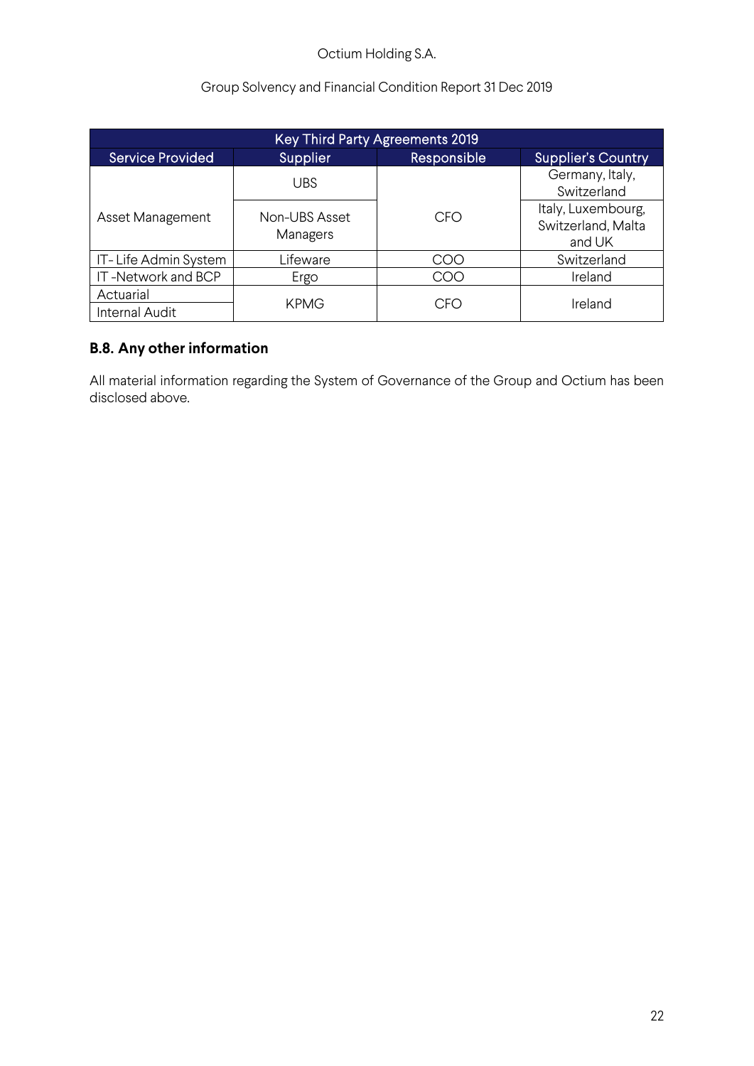| Key Third Party Agreements 2019 | | | |
|---|---|---|---|
| Service Provided | Supplier | Responsible | Supplier's Country |
| Asset Management | UBS | CFO | Germany, Italy, Switzerland |
| | Non-UBS Asset Managers | | Italy, Luxembourg, Switzerland, Malta and UK |
| IT- Life Admin System | Lifeware | COO | Switzerland |
| IT -Network and BCP | Ergo | COO | Ireland |
| Actuarial | KPMG | CFO | Ireland |
| Internal Audit | | | |

## B.8. Any other information

All material information regarding the System of Governance of the Group and Octium has been disclosed above.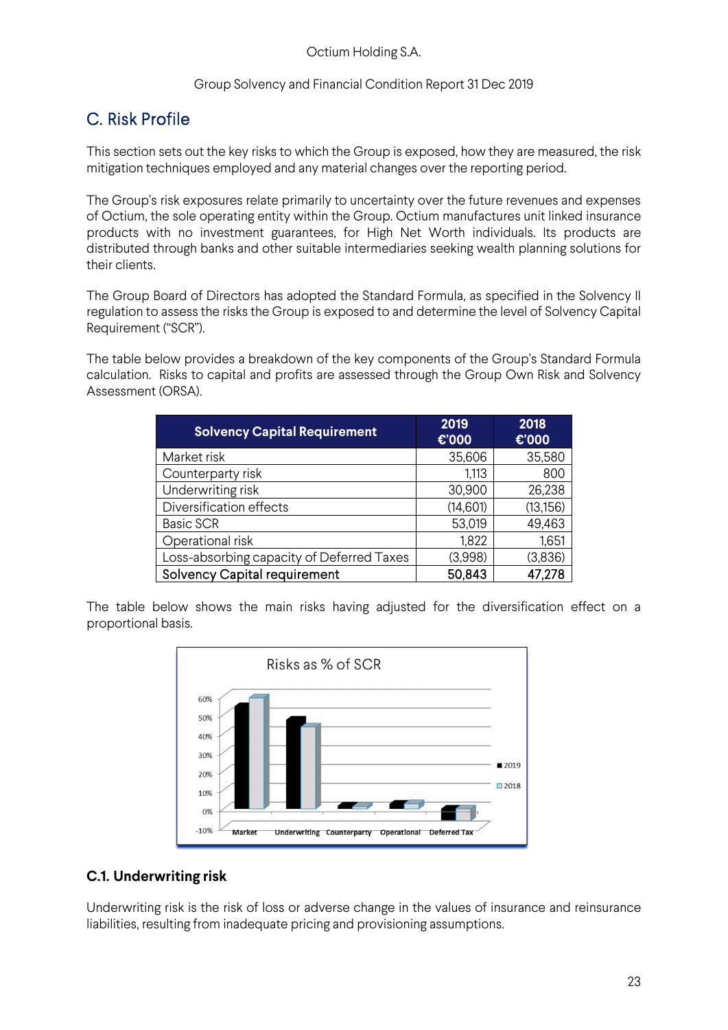## C. Risk Profile

This section sets out the key risks to which the Group is exposed, how they are measured, the risk mitigation techniques employed and any material changes over the reporting period.

The Group's risk exposures relate primarily to uncertainty over the future revenues and expenses of Octium, the sole operating entity within the Group. Octium manufactures unit linked insurance products with no investment guarantees, for High Net Worth individuals. Its products are distributed through banks and other suitable intermediaries seeking wealth planning solutions for their clients.

The Group Board of Directors has adopted the Standard Formula, as specified in the Solvency II regulation to assess the risks the Group is exposed to and determine the level of Solvency Capital Requirement ("SCR").

The table below provides a breakdown of the key components of the Group's Standard Formula calculation. Risks to capital and profits are assessed through the Group Own Risk and Solvency Assessment (ORSA).

| Solvency Capital Requirement | 2019 €'000 | 2018 €'000 |
|---|---|---|
| Market risk | 35,606 | 35,580 |
| Counterparty risk | 1,113 | 800 |
| Underwriting risk | 30,900 | 26,238 |
| Diversification effects | (14,601) | (13,156) |
| Basic SCR | 53,019 | 49,463 |
| Operational risk | 1,822 | 1,651 |
| Loss-absorbing capacity of Deferred Taxes | (3,998) | (3,836) |
| **Solvency Capital requirement** | **50,843** | **47,278** |

The table below shows the main risks having adjusted for the diversification effect on a proportional basis.

Risks as % of SCR

### C.1. Underwriting risk

Underwriting risk is the risk of loss or adverse change in the values of insurance and reinsurance liabilities, resulting from inadequate pricing and provisioning assumptions.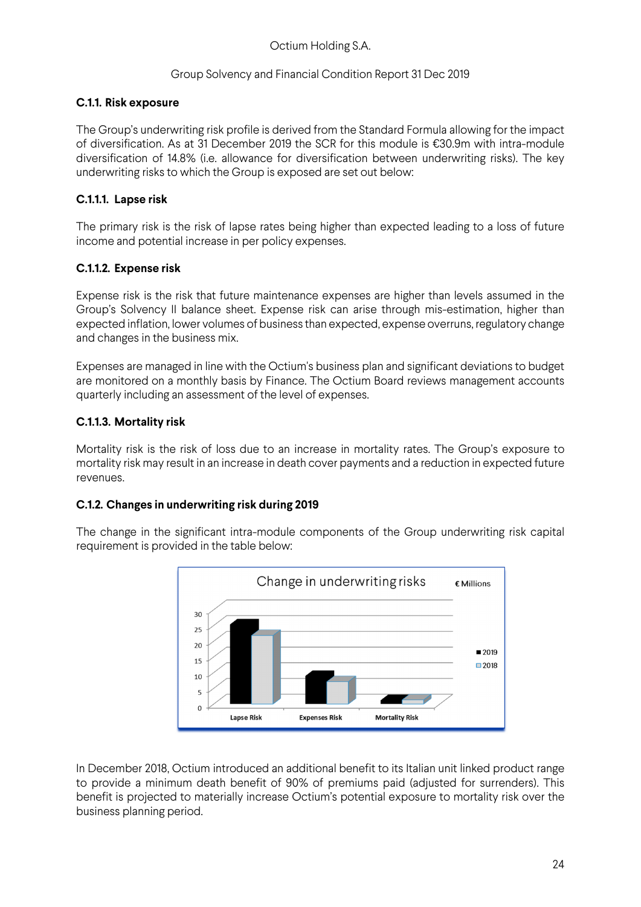### C.1.1. Risk exposure

The Group's underwriting risk profile is derived from the Standard Formula allowing for the impact of diversification. As at 31 December 2019 the SCR for this module is €30.9m with intra-module diversification of 14.8% (i.e. allowance for diversification between underwriting risks). The key underwriting risks to which the Group is exposed are set out below:

#### C.1.1.1. Lapse risk

The primary risk is the risk of lapse rates being higher than expected leading to a loss of future income and potential increase in per policy expenses.

#### C.1.1.2. Expense risk

Expense risk is the risk that future maintenance expenses are higher than levels assumed in the Group's Solvency II balance sheet. Expense risk can arise through mis-estimation, higher than expected inflation, lower volumes of business than expected, expense overruns, regulatory change and changes in the business mix.

Expenses are managed in line with the Octium's business plan and significant deviations to budget are monitored on a monthly basis by Finance. The Octium Board reviews management accounts quarterly including an assessment of the level of expenses.

#### C.1.1.3. Mortality risk

Mortality risk is the risk of loss due to an increase in mortality rates. The Group's exposure to mortality risk may result in an increase in death cover payments and a reduction in expected future revenues.

### C.1.2. Changes in underwriting risk during 2019

The change in the significant intra-module components of the Group underwriting risk capital requirement is provided in the table below:

Change in underwriting risks (€ Millions)

In December 2018, Octium introduced an additional benefit to its Italian unit linked product range to provide a minimum death benefit of 90% of premiums paid (adjusted for surrenders). This benefit is projected to materially increase Octium's potential exposure to mortality risk over the business planning period.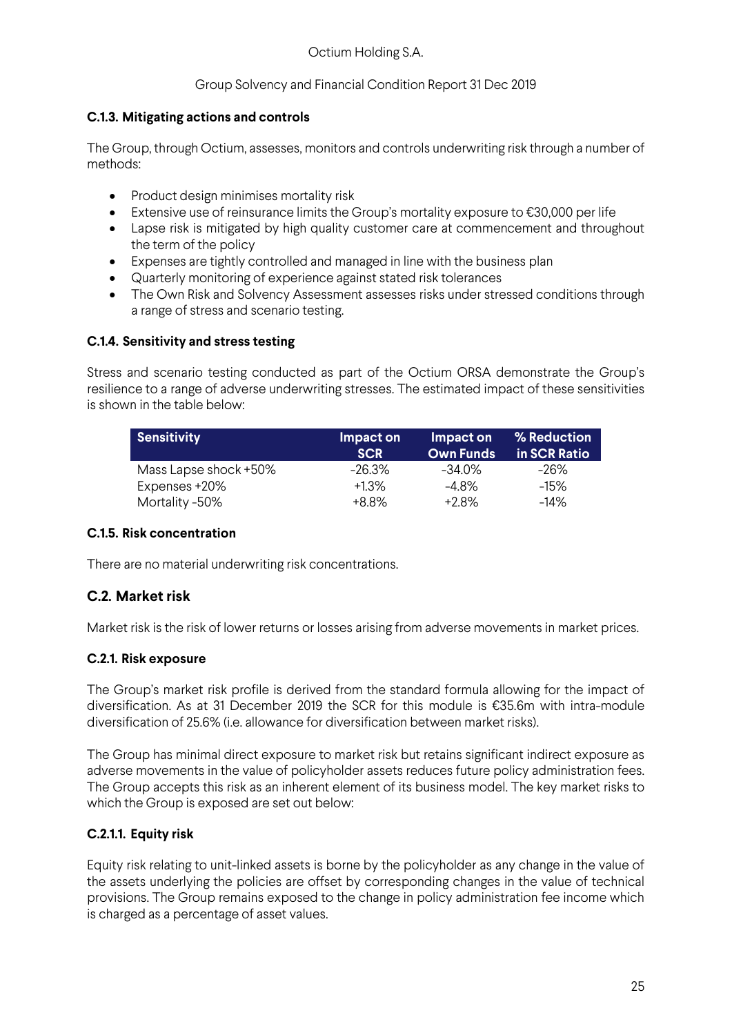### C.1.3. Mitigating actions and controls

The Group, through Octium, assesses, monitors and controls underwriting risk through a number of methods:

- Product design minimises mortality risk
- Extensive use of reinsurance limits the Group's mortality exposure to €30,000 per life
- Lapse risk is mitigated by high quality customer care at commencement and throughout the term of the policy
- Expenses are tightly controlled and managed in line with the business plan
- Quarterly monitoring of experience against stated risk tolerances
- The Own Risk and Solvency Assessment assesses risks under stressed conditions through a range of stress and scenario testing.

### C.1.4. Sensitivity and stress testing

Stress and scenario testing conducted as part of the Octium ORSA demonstrate the Group's resilience to a range of adverse underwriting stresses. The estimated impact of these sensitivities is shown in the table below:

| Sensitivity | Impact on SCR | Impact on Own Funds | % Reduction in SCR Ratio |
|---|---|---|---|
| Mass Lapse shock +50% | -26.3% | -34.0% | -26% |
| Expenses +20% | +1.3% | -4.8% | -15% |
| Mortality -50% | +8.8% | +2.8% | -14% |

### C.1.5. Risk concentration

There are no material underwriting risk concentrations.

## C.2. Market risk

Market risk is the risk of lower returns or losses arising from adverse movements in market prices.

### C.2.1. Risk exposure

The Group's market risk profile is derived from the standard formula allowing for the impact of diversification. As at 31 December 2019 the SCR for this module is €35.6m with intra-module diversification of 25.6% (i.e. allowance for diversification between market risks).

The Group has minimal direct exposure to market risk but retains significant indirect exposure as adverse movements in the value of policyholder assets reduces future policy administration fees. The Group accepts this risk as an inherent element of its business model. The key market risks to which the Group is exposed are set out below:

#### C.2.1.1. Equity risk

Equity risk relating to unit-linked assets is borne by the policyholder as any change in the value of the assets underlying the policies are offset by corresponding changes in the value of technical provisions. The Group remains exposed to the change in policy administration fee income which is charged as a percentage of asset values.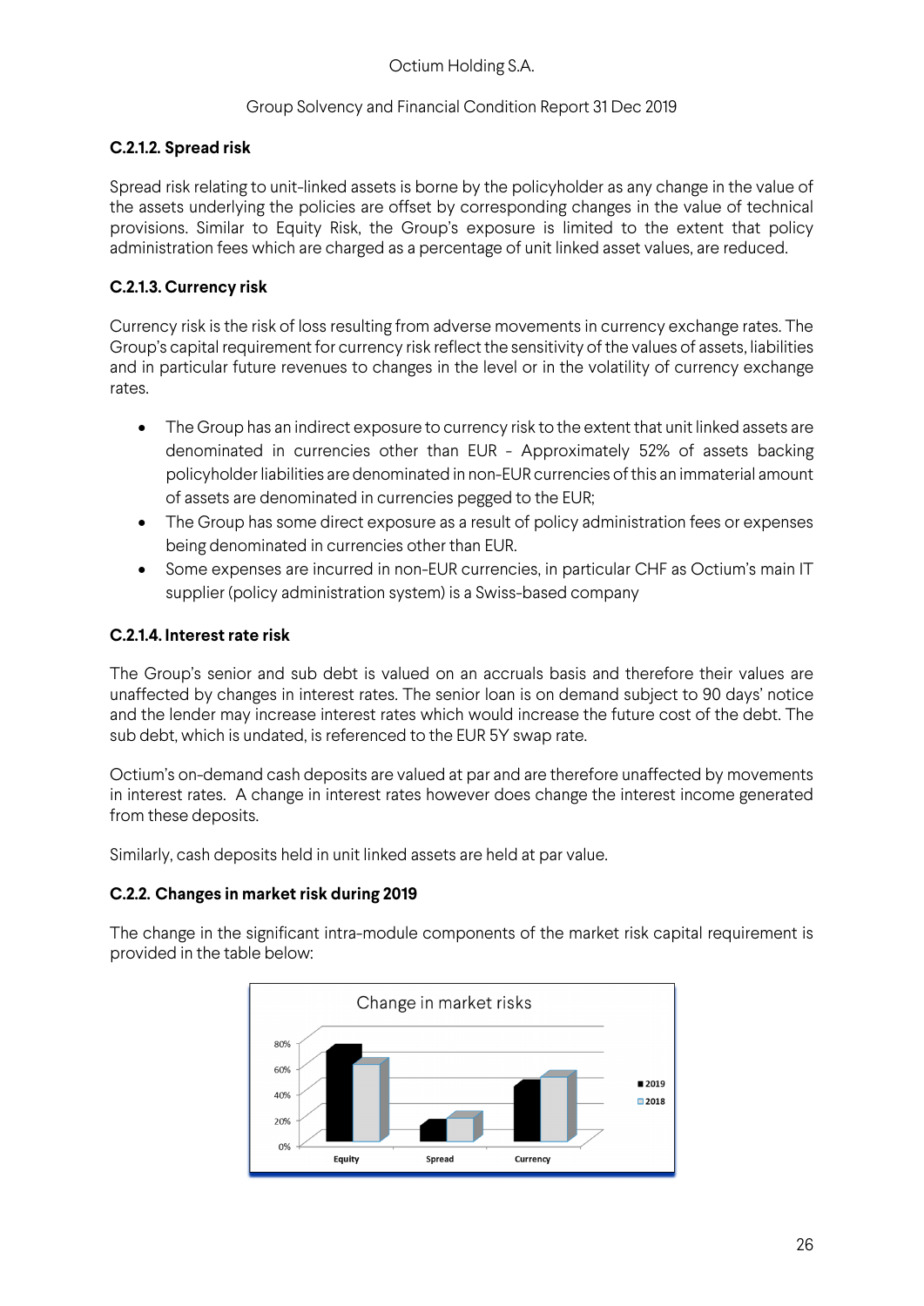### C.2.1.2. Spread risk

Spread risk relating to unit-linked assets is borne by the policyholder as any change in the value of the assets underlying the policies are offset by corresponding changes in the value of technical provisions. Similar to Equity Risk, the Group's exposure is limited to the extent that policy administration fees which are charged as a percentage of unit linked asset values, are reduced.

### C.2.1.3. Currency risk

Currency risk is the risk of loss resulting from adverse movements in currency exchange rates. The Group's capital requirement for currency risk reflect the sensitivity of the values of assets, liabilities and in particular future revenues to changes in the level or in the volatility of currency exchange rates.

- The Group has an indirect exposure to currency risk to the extent that unit linked assets are denominated in currencies other than EUR - Approximately 52% of assets backing policyholder liabilities are denominated in non-EUR currencies of this an immaterial amount of assets are denominated in currencies pegged to the EUR;
- The Group has some direct exposure as a result of policy administration fees or expenses being denominated in currencies other than EUR.
- Some expenses are incurred in non-EUR currencies, in particular CHF as Octium's main IT supplier (policy administration system) is a Swiss-based company

### C.2.1.4. Interest rate risk

The Group's senior and sub debt is valued on an accruals basis and therefore their values are unaffected by changes in interest rates. The senior loan is on demand subject to 90 days' notice and the lender may increase interest rates which would increase the future cost of the debt. The sub debt, which is undated, is referenced to the EUR 5Y swap rate.

Octium's on-demand cash deposits are valued at par and are therefore unaffected by movements in interest rates. A change in interest rates however does change the interest income generated from these deposits.

Similarly, cash deposits held in unit linked assets are held at par value.

### C.2.2. Changes in market risk during 2019

The change in the significant intra-module components of the market risk capital requirement is provided in the table below:

Change in market risks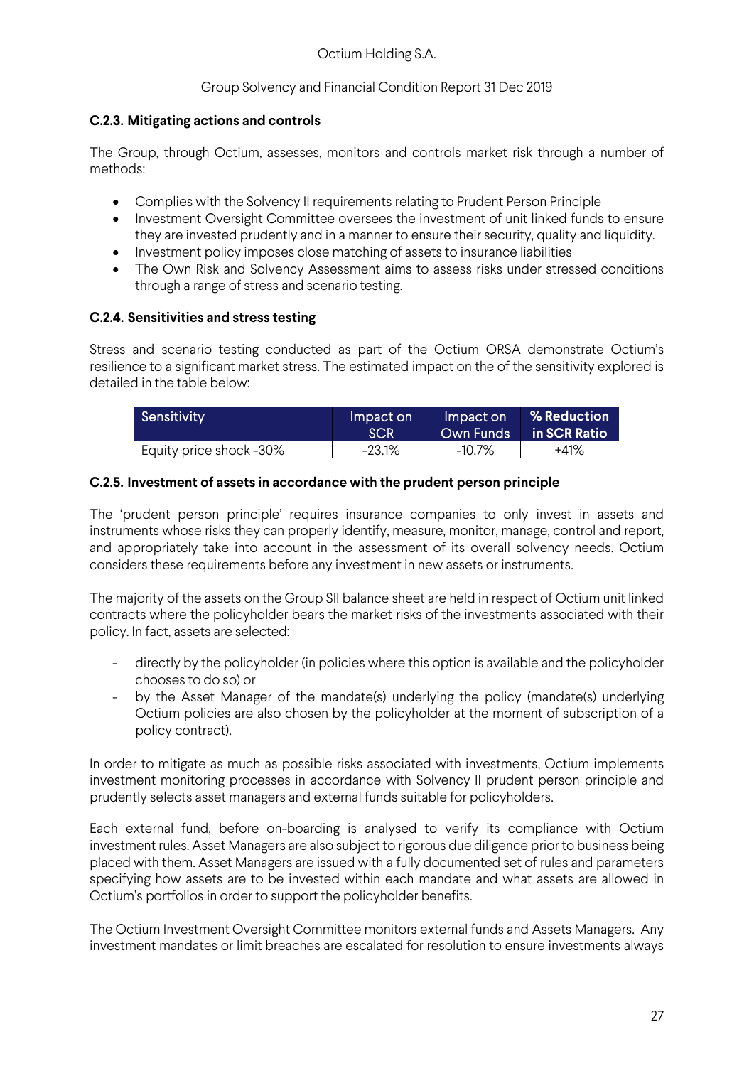### C.2.3. Mitigating actions and controls

The Group, through Octium, assesses, monitors and controls market risk through a number of methods:

- Complies with the Solvency II requirements relating to Prudent Person Principle
- Investment Oversight Committee oversees the investment of unit linked funds to ensure they are invested prudently and in a manner to ensure their security, quality and liquidity.
- Investment policy imposes close matching of assets to insurance liabilities
- The Own Risk and Solvency Assessment aims to assess risks under stressed conditions through a range of stress and scenario testing.

### C.2.4. Sensitivities and stress testing

Stress and scenario testing conducted as part of the Octium ORSA demonstrate Octium's resilience to a significant market stress. The estimated impact on the of the sensitivity explored is detailed in the table below:

| Sensitivity | Impact on SCR | Impact on Own Funds | **% Reduction in SCR Ratio** |
|---|---|---|---|
| Equity price shock -30% | -23.1% | -10.7% | +41% |

### C.2.5. Investment of assets in accordance with the prudent person principle

The 'prudent person principle' requires insurance companies to only invest in assets and instruments whose risks they can properly identify, measure, monitor, manage, control and report, and appropriately take into account in the assessment of its overall solvency needs. Octium considers these requirements before any investment in new assets or instruments.

The majority of the assets on the Group SII balance sheet are held in respect of Octium unit linked contracts where the policyholder bears the market risks of the investments associated with their policy. In fact, assets are selected:

- directly by the policyholder (in policies where this option is available and the policyholder chooses to do so) or
- by the Asset Manager of the mandate(s) underlying the policy (mandate(s) underlying Octium policies are also chosen by the policyholder at the moment of subscription of a policy contract).

In order to mitigate as much as possible risks associated with investments, Octium implements investment monitoring processes in accordance with Solvency II prudent person principle and prudently selects asset managers and external funds suitable for policyholders.

Each external fund, before on-boarding is analysed to verify its compliance with Octium investment rules. Asset Managers are also subject to rigorous due diligence prior to business being placed with them. Asset Managers are issued with a fully documented set of rules and parameters specifying how assets are to be invested within each mandate and what assets are allowed in Octium's portfolios in order to support the policyholder benefits.

The Octium Investment Oversight Committee monitors external funds and Assets Managers. Any investment mandates or limit breaches are escalated for resolution to ensure investments always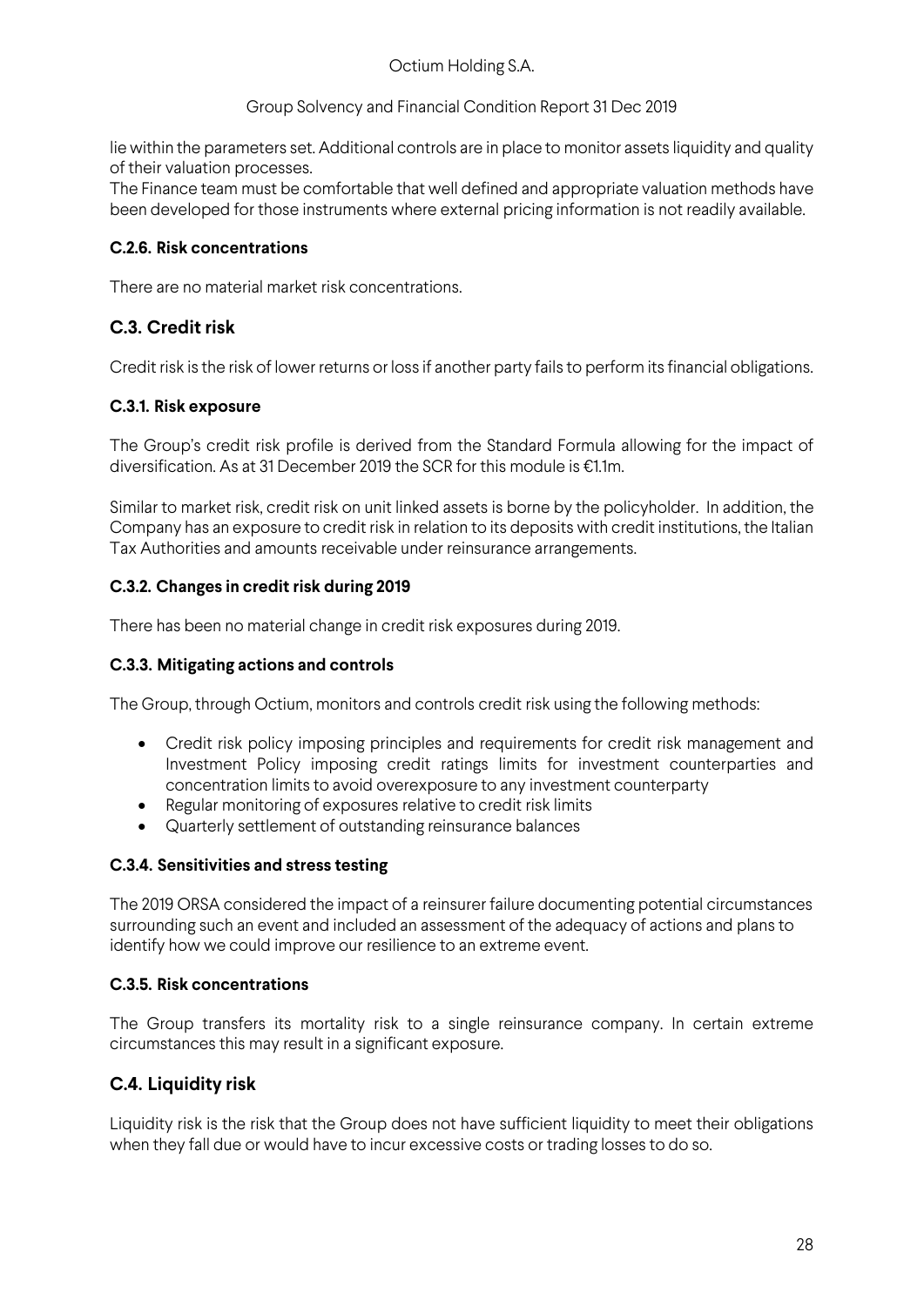lie within the parameters set. Additional controls are in place to monitor assets liquidity and quality of their valuation processes.

The Finance team must be comfortable that well defined and appropriate valuation methods have been developed for those instruments where external pricing information is not readily available.

#### C.2.6. Risk concentrations

There are no material market risk concentrations.

## C.3. Credit risk

Credit risk is the risk of lower returns or loss if another party fails to perform its financial obligations.

#### C.3.1. Risk exposure

The Group's credit risk profile is derived from the Standard Formula allowing for the impact of diversification. As at 31 December 2019 the SCR for this module is €1.1m.

Similar to market risk, credit risk on unit linked assets is borne by the policyholder. In addition, the Company has an exposure to credit risk in relation to its deposits with credit institutions, the Italian Tax Authorities and amounts receivable under reinsurance arrangements.

#### C.3.2. Changes in credit risk during 2019

There has been no material change in credit risk exposures during 2019.

#### C.3.3. Mitigating actions and controls

The Group, through Octium, monitors and controls credit risk using the following methods:

- Credit risk policy imposing principles and requirements for credit risk management and Investment Policy imposing credit ratings limits for investment counterparties and concentration limits to avoid overexposure to any investment counterparty
- Regular monitoring of exposures relative to credit risk limits
- Quarterly settlement of outstanding reinsurance balances

#### C.3.4. Sensitivities and stress testing

The 2019 ORSA considered the impact of a reinsurer failure documenting potential circumstances surrounding such an event and included an assessment of the adequacy of actions and plans to identify how we could improve our resilience to an extreme event.

#### C.3.5. Risk concentrations

The Group transfers its mortality risk to a single reinsurance company. In certain extreme circumstances this may result in a significant exposure.

## C.4. Liquidity risk

Liquidity risk is the risk that the Group does not have sufficient liquidity to meet their obligations when they fall due or would have to incur excessive costs or trading losses to do so.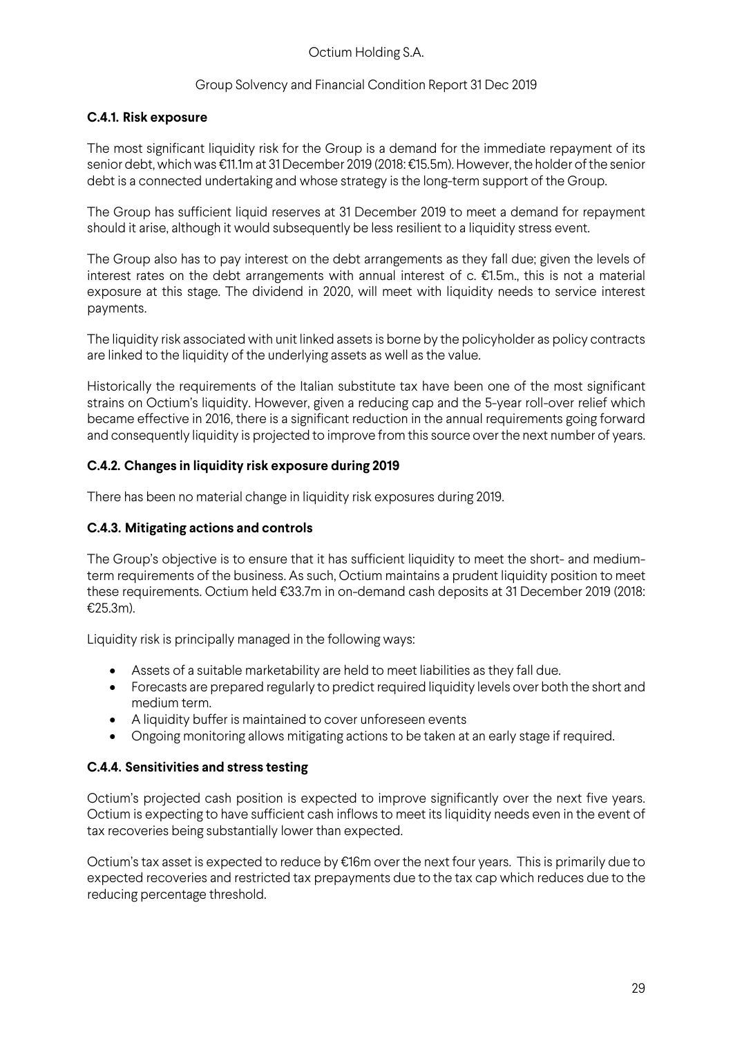### C.4.1. Risk exposure

The most significant liquidity risk for the Group is a demand for the immediate repayment of its senior debt, which was €11.1m at 31 December 2019 (2018: €15.5m). However, the holder of the senior debt is a connected undertaking and whose strategy is the long-term support of the Group.

The Group has sufficient liquid reserves at 31 December 2019 to meet a demand for repayment should it arise, although it would subsequently be less resilient to a liquidity stress event.

The Group also has to pay interest on the debt arrangements as they fall due; given the levels of interest rates on the debt arrangements with annual interest of c. €1.5m., this is not a material exposure at this stage. The dividend in 2020, will meet with liquidity needs to service interest payments.

The liquidity risk associated with unit linked assets is borne by the policyholder as policy contracts are linked to the liquidity of the underlying assets as well as the value.

Historically the requirements of the Italian substitute tax have been one of the most significant strains on Octium's liquidity. However, given a reducing cap and the 5-year roll-over relief which became effective in 2016, there is a significant reduction in the annual requirements going forward and consequently liquidity is projected to improve from this source over the next number of years.

### C.4.2. Changes in liquidity risk exposure during 2019

There has been no material change in liquidity risk exposures during 2019.

### C.4.3. Mitigating actions and controls

The Group's objective is to ensure that it has sufficient liquidity to meet the short- and medium-term requirements of the business. As such, Octium maintains a prudent liquidity position to meet these requirements. Octium held €33.7m in on-demand cash deposits at 31 December 2019 (2018: €25.3m).

Liquidity risk is principally managed in the following ways:

- Assets of a suitable marketability are held to meet liabilities as they fall due.
- Forecasts are prepared regularly to predict required liquidity levels over both the short and medium term.
- A liquidity buffer is maintained to cover unforeseen events
- Ongoing monitoring allows mitigating actions to be taken at an early stage if required.

### C.4.4. Sensitivities and stress testing

Octium's projected cash position is expected to improve significantly over the next five years. Octium is expecting to have sufficient cash inflows to meet its liquidity needs even in the event of tax recoveries being substantially lower than expected.

Octium's tax asset is expected to reduce by €16m over the next four years. This is primarily due to expected recoveries and restricted tax prepayments due to the tax cap which reduces due to the reducing percentage threshold.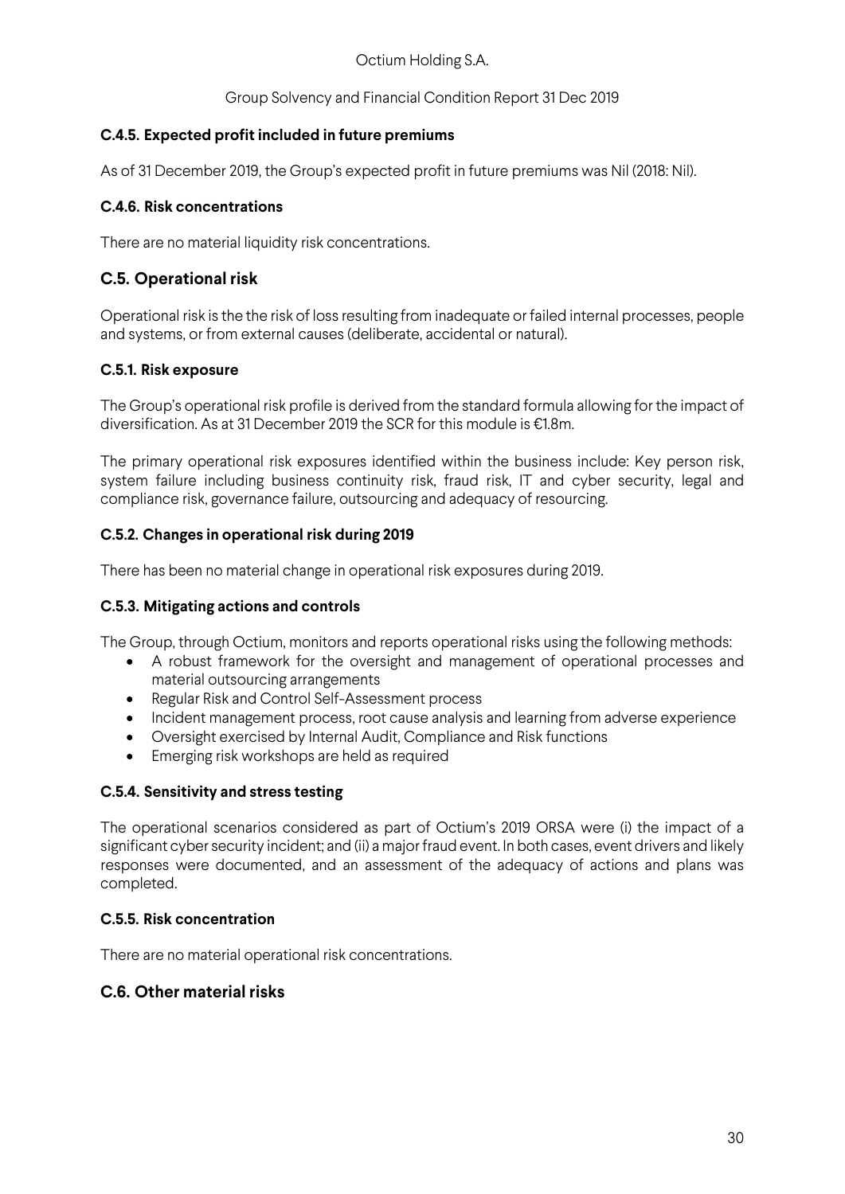### C.4.5. Expected profit included in future premiums

As of 31 December 2019, the Group's expected profit in future premiums was Nil (2018: Nil).

### C.4.6. Risk concentrations

There are no material liquidity risk concentrations.

## C.5. Operational risk

Operational risk is the the risk of loss resulting from inadequate or failed internal processes, people and systems, or from external causes (deliberate, accidental or natural).

### C.5.1. Risk exposure

The Group's operational risk profile is derived from the standard formula allowing for the impact of diversification. As at 31 December 2019 the SCR for this module is €1.8m.

The primary operational risk exposures identified within the business include: Key person risk, system failure including business continuity risk, fraud risk, IT and cyber security, legal and compliance risk, governance failure, outsourcing and adequacy of resourcing.

### C.5.2. Changes in operational risk during 2019

There has been no material change in operational risk exposures during 2019.

### C.5.3. Mitigating actions and controls

The Group, through Octium, monitors and reports operational risks using the following methods:

- A robust framework for the oversight and management of operational processes and material outsourcing arrangements
- Regular Risk and Control Self-Assessment process
- Incident management process, root cause analysis and learning from adverse experience
- Oversight exercised by Internal Audit, Compliance and Risk functions
- Emerging risk workshops are held as required

### C.5.4. Sensitivity and stress testing

The operational scenarios considered as part of Octium's 2019 ORSA were (i) the impact of a significant cyber security incident; and (ii) a major fraud event. In both cases, event drivers and likely responses were documented, and an assessment of the adequacy of actions and plans was completed.

### C.5.5. Risk concentration

There are no material operational risk concentrations.

## C.6. Other material risks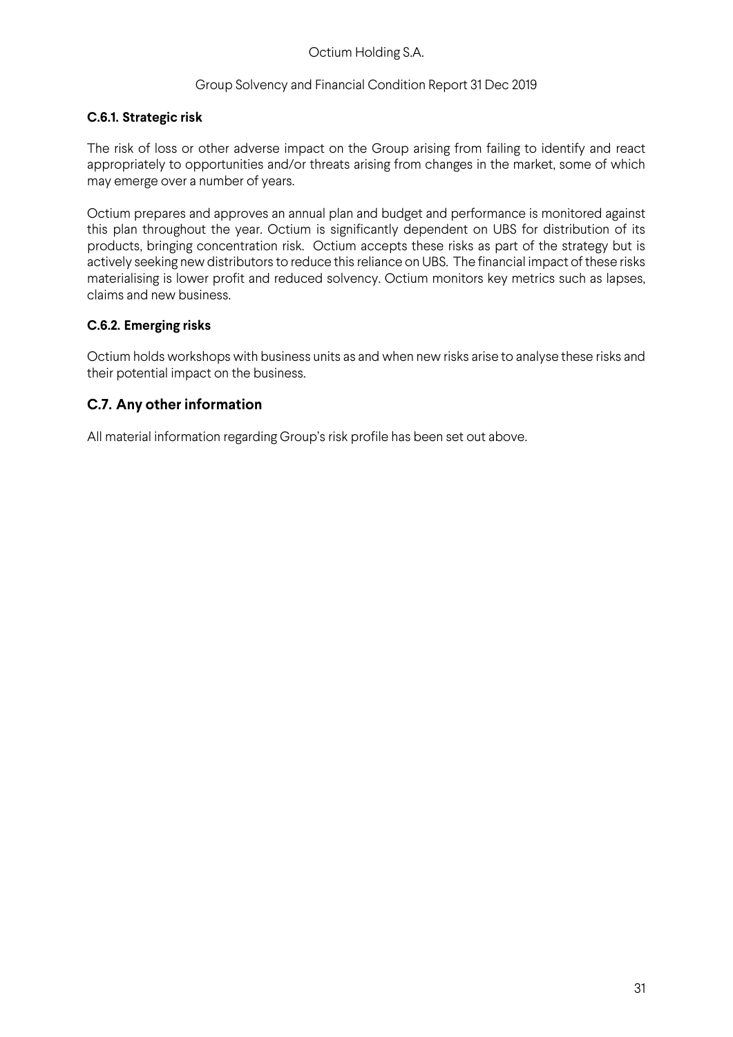### C.6.1. Strategic risk

The risk of loss or other adverse impact on the Group arising from failing to identify and react appropriately to opportunities and/or threats arising from changes in the market, some of which may emerge over a number of years.

Octium prepares and approves an annual plan and budget and performance is monitored against this plan throughout the year. Octium is significantly dependent on UBS for distribution of its products, bringing concentration risk. Octium accepts these risks as part of the strategy but is actively seeking new distributors to reduce this reliance on UBS. The financial impact of these risks materialising is lower profit and reduced solvency. Octium monitors key metrics such as lapses, claims and new business.

### C.6.2. Emerging risks

Octium holds workshops with business units as and when new risks arise to analyse these risks and their potential impact on the business.

## C.7. Any other information

All material information regarding Group's risk profile has been set out above.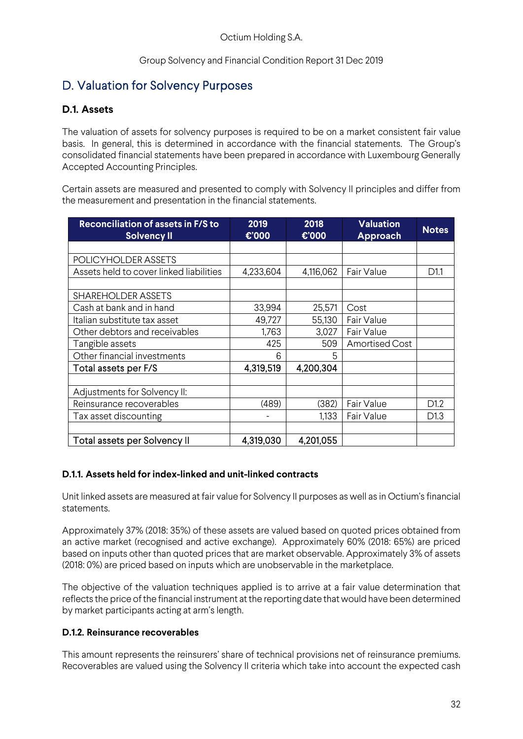Octium Holding S.A.

Group Solvency and Financial Condition Report 31 Dec 2019

# D. Valuation for Solvency Purposes

## D.1. Assets

The valuation of assets for solvency purposes is required to be on a market consistent fair value basis. In general, this is determined in accordance with the financial statements. The Group's consolidated financial statements have been prepared in accordance with Luxembourg Generally Accepted Accounting Principles.

Certain assets are measured and presented to comply with Solvency II principles and differ from the measurement and presentation in the financial statements.

| Reconciliation of assets in F/S to Solvency II | 2019 €'000 | 2018 €'000 | Valuation Approach | Notes |
|---|---|---|---|---|
| | | | | |
| POLICYHOLDER ASSETS | | | | |
| Assets held to cover linked liabilities | 4,233,604 | 4,116,062 | Fair Value | D1.1 |
| | | | | |
| SHAREHOLDER ASSETS | | | | |
| Cash at bank and in hand | 33,994 | 25,571 | Cost | |
| Italian substitute tax asset | 49,727 | 55,130 | Fair Value | |
| Other debtors and receivables | 1,763 | 3,027 | Fair Value | |
| Tangible assets | 425 | 509 | Amortised Cost | |
| Other financial investments | 6 | 5 | | |
| Total assets per F/S | 4,319,519 | 4,200,304 | | |
| | | | | |
| Adjustments for Solvency II: | | | | |
| Reinsurance recoverables | (489) | (382) | Fair Value | D1.2 |
| Tax asset discounting | - | 1,133 | Fair Value | D1.3 |
| | | | | |
| Total assets per Solvency II | 4,319,030 | 4,201,055 | | |

### D.1.1. Assets held for index-linked and unit-linked contracts

Unit linked assets are measured at fair value for Solvency II purposes as well as in Octium's financial statements.

Approximately 37% (2018: 35%) of these assets are valued based on quoted prices obtained from an active market (recognised and active exchange). Approximately 60% (2018: 65%) are priced based on inputs other than quoted prices that are market observable. Approximately 3% of assets (2018: 0%) are priced based on inputs which are unobservable in the marketplace.

The objective of the valuation techniques applied is to arrive at a fair value determination that reflects the price of the financial instrument at the reporting date that would have been determined by market participants acting at arm's length.

### D.1.2. Reinsurance recoverables

This amount represents the reinsurers' share of technical provisions net of reinsurance premiums. Recoverables are valued using the Solvency II criteria which take into account the expected cash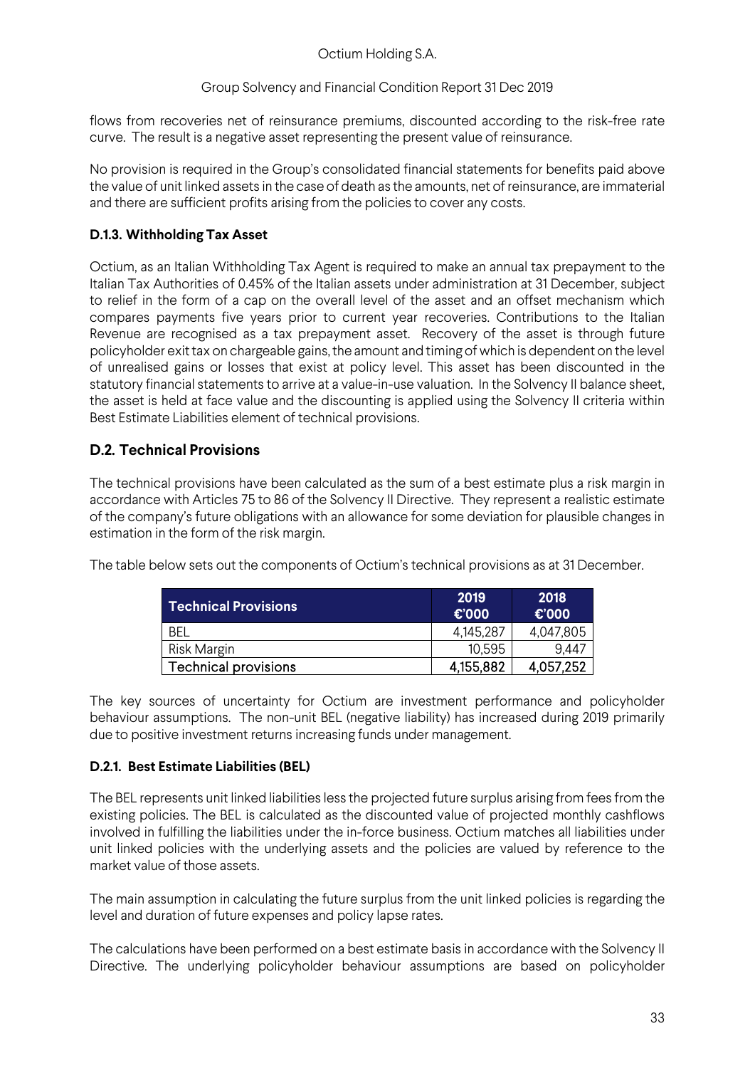flows from recoveries net of reinsurance premiums, discounted according to the risk-free rate curve. The result is a negative asset representing the present value of reinsurance.

No provision is required in the Group's consolidated financial statements for benefits paid above the value of unit linked assets in the case of death as the amounts, net of reinsurance, are immaterial and there are sufficient profits arising from the policies to cover any costs.

### D.1.3. Withholding Tax Asset

Octium, as an Italian Withholding Tax Agent is required to make an annual tax prepayment to the Italian Tax Authorities of 0.45% of the Italian assets under administration at 31 December, subject to relief in the form of a cap on the overall level of the asset and an offset mechanism which compares payments five years prior to current year recoveries. Contributions to the Italian Revenue are recognised as a tax prepayment asset. Recovery of the asset is through future policyholder exit tax on chargeable gains, the amount and timing of which is dependent on the level of unrealised gains or losses that exist at policy level. This asset has been discounted in the statutory financial statements to arrive at a value-in-use valuation. In the Solvency II balance sheet, the asset is held at face value and the discounting is applied using the Solvency II criteria within Best Estimate Liabilities element of technical provisions.

## D.2. Technical Provisions

The technical provisions have been calculated as the sum of a best estimate plus a risk margin in accordance with Articles 75 to 86 of the Solvency II Directive. They represent a realistic estimate of the company's future obligations with an allowance for some deviation for plausible changes in estimation in the form of the risk margin.

The table below sets out the components of Octium's technical provisions as at 31 December.

| Technical Provisions | 2019 €'000 | 2018 €'000 |
|---|---|---|
| BEL | 4,145,287 | 4,047,805 |
| Risk Margin | 10,595 | 9,447 |
| Technical provisions | 4,155,882 | 4,057,252 |

The key sources of uncertainty for Octium are investment performance and policyholder behaviour assumptions. The non-unit BEL (negative liability) has increased during 2019 primarily due to positive investment returns increasing funds under management.

### D.2.1. Best Estimate Liabilities (BEL)

The BEL represents unit linked liabilities less the projected future surplus arising from fees from the existing policies. The BEL is calculated as the discounted value of projected monthly cashflows involved in fulfilling the liabilities under the in-force business. Octium matches all liabilities under unit linked policies with the underlying assets and the policies are valued by reference to the market value of those assets.

The main assumption in calculating the future surplus from the unit linked policies is regarding the level and duration of future expenses and policy lapse rates.

The calculations have been performed on a best estimate basis in accordance with the Solvency II Directive. The underlying policyholder behaviour assumptions are based on policyholder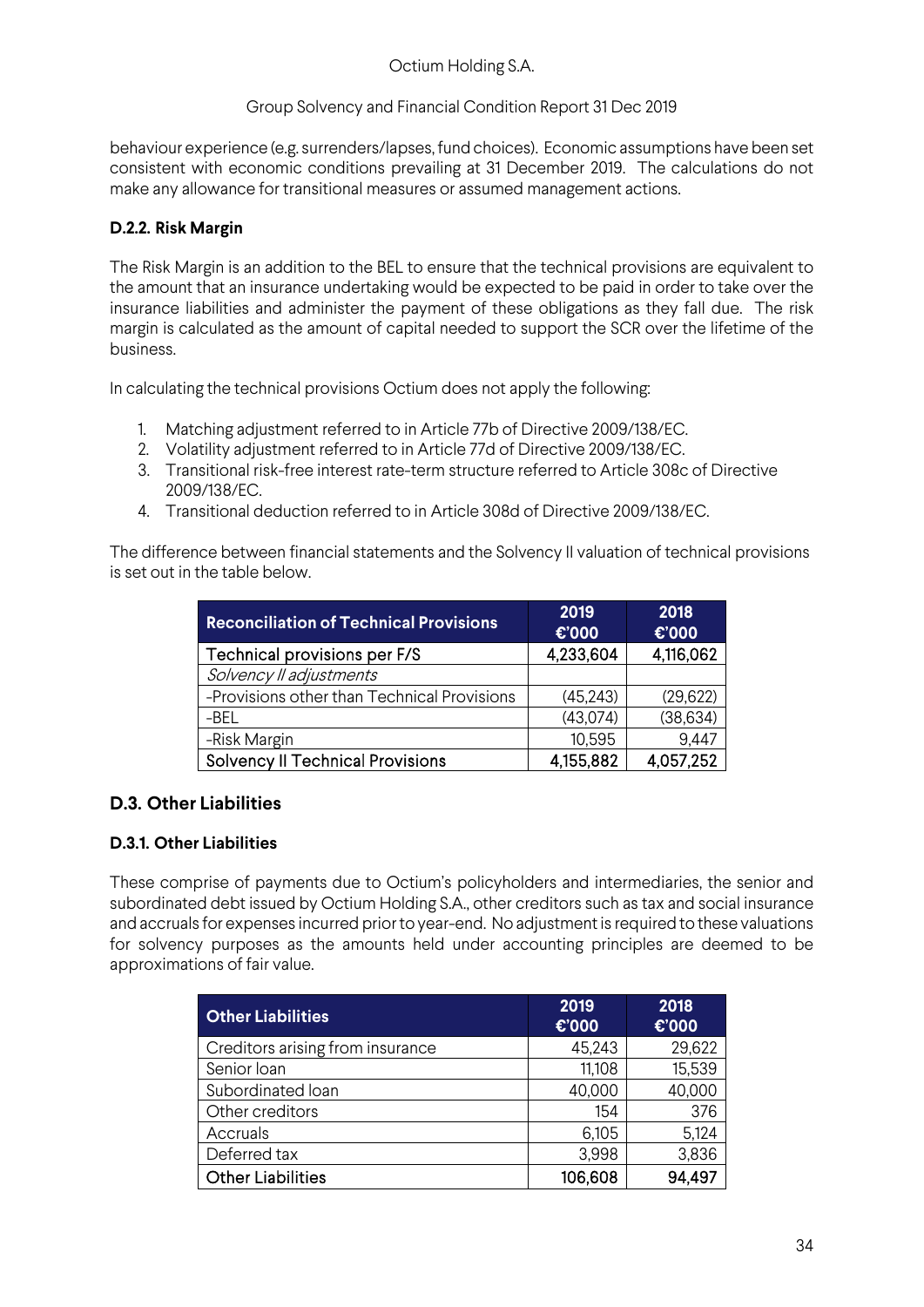behaviour experience (e.g. surrenders/lapses, fund choices). Economic assumptions have been set consistent with economic conditions prevailing at 31 December 2019. The calculations do not make any allowance for transitional measures or assumed management actions.

### D.2.2. Risk Margin

The Risk Margin is an addition to the BEL to ensure that the technical provisions are equivalent to the amount that an insurance undertaking would be expected to be paid in order to take over the insurance liabilities and administer the payment of these obligations as they fall due. The risk margin is calculated as the amount of capital needed to support the SCR over the lifetime of the business.

In calculating the technical provisions Octium does not apply the following:

1. Matching adjustment referred to in Article 77b of Directive 2009/138/EC.
2. Volatility adjustment referred to in Article 77d of Directive 2009/138/EC.
3. Transitional risk-free interest rate-term structure referred to Article 308c of Directive 2009/138/EC.
4. Transitional deduction referred to in Article 308d of Directive 2009/138/EC.

The difference between financial statements and the Solvency II valuation of technical provisions is set out in the table below.

| Reconciliation of Technical Provisions | 2019 €'000 | 2018 €'000 |
|---|---|---|
| Technical provisions per F/S | 4,233,604 | 4,116,062 |
| *Solvency II adjustments* | | |
| -Provisions other than Technical Provisions | (45,243) | (29,622) |
| -BEL | (43,074) | (38,634) |
| -Risk Margin | 10,595 | 9,447 |
| Solvency II Technical Provisions | 4,155,882 | 4,057,252 |

## D.3. Other Liabilities

### D.3.1. Other Liabilities

These comprise of payments due to Octium's policyholders and intermediaries, the senior and subordinated debt issued by Octium Holding S.A., other creditors such as tax and social insurance and accruals for expenses incurred prior to year-end. No adjustment is required to these valuations for solvency purposes as the amounts held under accounting principles are deemed to be approximations of fair value.

| Other Liabilities | 2019 €'000 | 2018 €'000 |
|---|---|---|
| Creditors arising from insurance | 45,243 | 29,622 |
| Senior loan | 11,108 | 15,539 |
| Subordinated loan | 40,000 | 40,000 |
| Other creditors | 154 | 376 |
| Accruals | 6,105 | 5,124 |
| Deferred tax | 3,998 | 3,836 |
| Other Liabilities | 106,608 | 94,497 |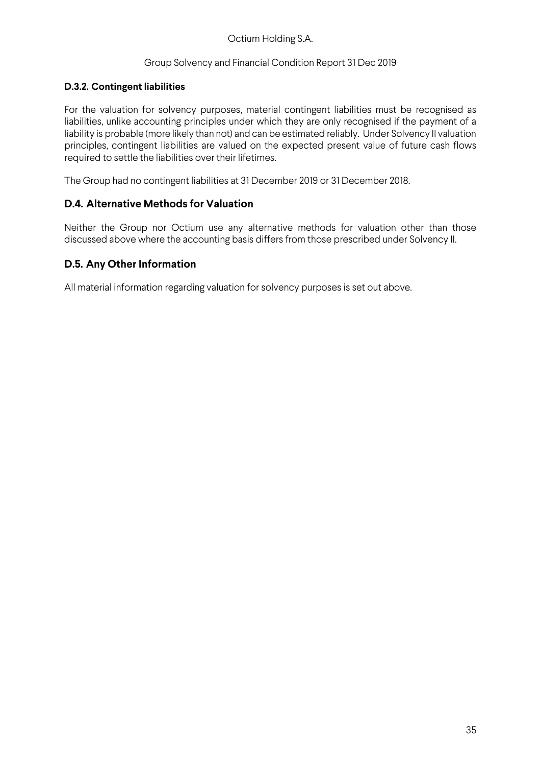### D.3.2. Contingent liabilities

For the valuation for solvency purposes, material contingent liabilities must be recognised as liabilities, unlike accounting principles under which they are only recognised if the payment of a liability is probable (more likely than not) and can be estimated reliably. Under Solvency II valuation principles, contingent liabilities are valued on the expected present value of future cash flows required to settle the liabilities over their lifetimes.

The Group had no contingent liabilities at 31 December 2019 or 31 December 2018.

## D.4. Alternative Methods for Valuation

Neither the Group nor Octium use any alternative methods for valuation other than those discussed above where the accounting basis differs from those prescribed under Solvency II.

## D.5. Any Other Information

All material information regarding valuation for solvency purposes is set out above.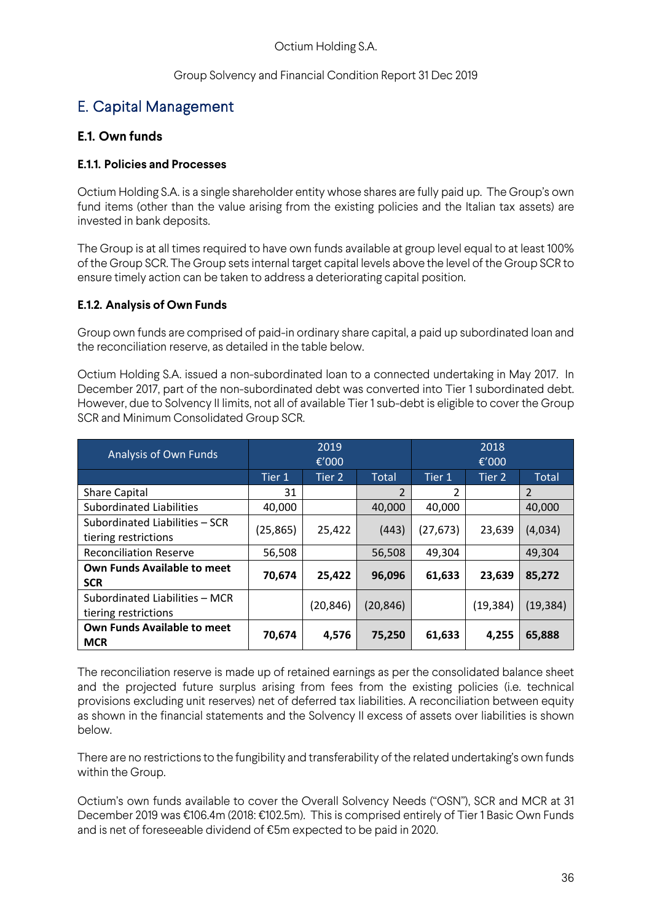# E. Capital Management

## E.1. Own funds

### E.1.1. Policies and Processes

Octium Holding S.A. is a single shareholder entity whose shares are fully paid up. The Group's own fund items (other than the value arising from the existing policies and the Italian tax assets) are invested in bank deposits.

The Group is at all times required to have own funds available at group level equal to at least 100% of the Group SCR. The Group sets internal target capital levels above the level of the Group SCR to ensure timely action can be taken to address a deteriorating capital position.

### E.1.2. Analysis of Own Funds

Group own funds are comprised of paid-in ordinary share capital, a paid up subordinated loan and the reconciliation reserve, as detailed in the table below.

Octium Holding S.A. issued a non-subordinated loan to a connected undertaking in May 2017. In December 2017, part of the non-subordinated debt was converted into Tier 1 subordinated debt. However, due to Solvency II limits, not all of available Tier 1 sub-debt is eligible to cover the Group SCR and Minimum Consolidated Group SCR.

| Analysis of Own Funds | 2019 €'000 | | | 2018 €'000 | | |
|---|---|---|---|---|---|---|
| | Tier 1 | Tier 2 | Total | Tier 1 | Tier 2 | Total |
| Share Capital | 31 | | 2 | 2 | | 2 |
| Subordinated Liabilities | 40,000 | | 40,000 | 40,000 | | 40,000 |
| Subordinated Liabilities – SCR tiering restrictions | (25,865) | 25,422 | (443) | (27,673) | 23,639 | (4,034) |
| Reconciliation Reserve | 56,508 | | 56,508 | 49,304 | | 49,304 |
| **Own Funds Available to meet SCR** | **70,674** | **25,422** | **96,096** | **61,633** | **23,639** | **85,272** |
| Subordinated Liabilities – MCR tiering restrictions | | (20,846) | (20,846) | | (19,384) | (19,384) |
| **Own Funds Available to meet MCR** | **70,674** | **4,576** | **75,250** | **61,633** | **4,255** | **65,888** |

The reconciliation reserve is made up of retained earnings as per the consolidated balance sheet and the projected future surplus arising from fees from the existing policies (i.e. technical provisions excluding unit reserves) net of deferred tax liabilities. A reconciliation between equity as shown in the financial statements and the Solvency II excess of assets over liabilities is shown below.

There are no restrictions to the fungibility and transferability of the related undertaking's own funds within the Group.

Octium's own funds available to cover the Overall Solvency Needs ("OSN"), SCR and MCR at 31 December 2019 was €106.4m (2018: €102.5m). This is comprised entirely of Tier 1 Basic Own Funds and is net of foreseeable dividend of €5m expected to be paid in 2020.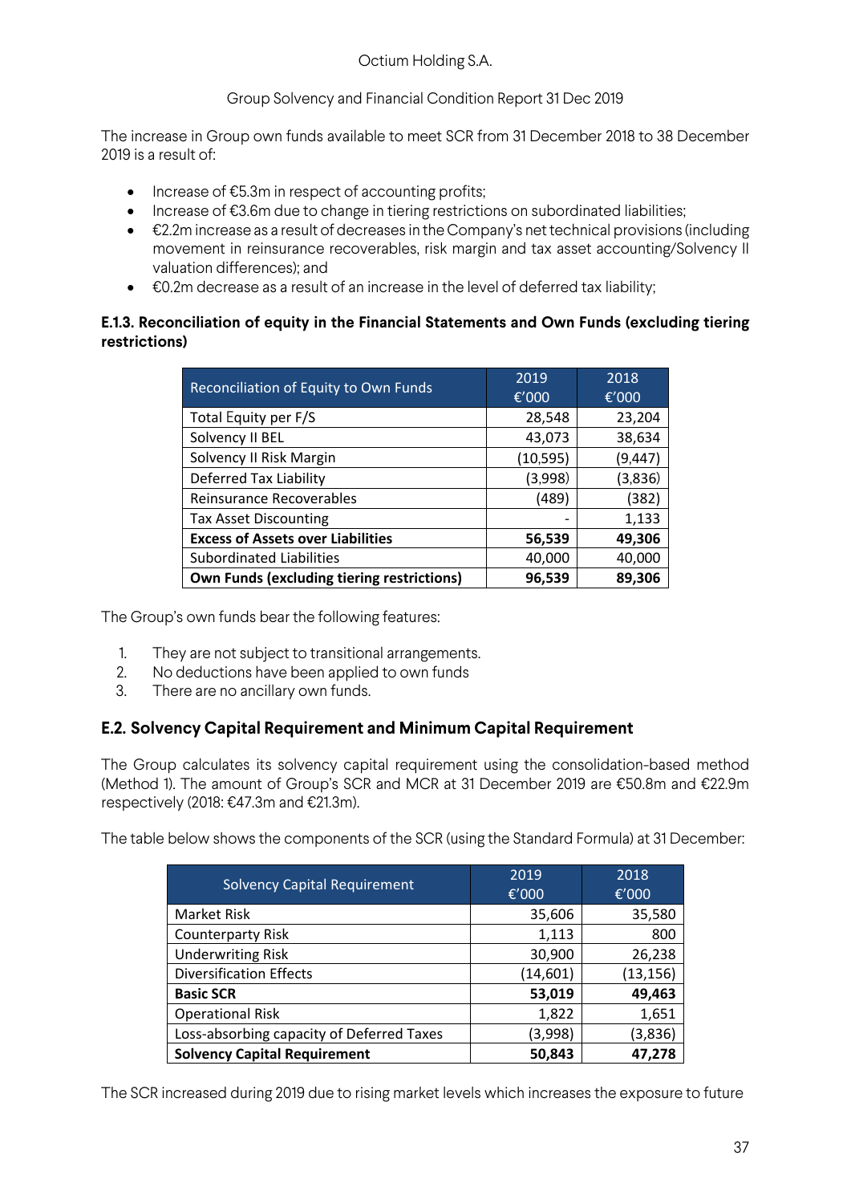The increase in Group own funds available to meet SCR from 31 December 2018 to 38 December 2019 is a result of:

- Increase of €5.3m in respect of accounting profits;
- Increase of €3.6m due to change in tiering restrictions on subordinated liabilities;
- €2.2m increase as a result of decreases in the Company's net technical provisions (including movement in reinsurance recoverables, risk margin and tax asset accounting/Solvency II valuation differences); and
- €0.2m decrease as a result of an increase in the level of deferred tax liability;

### E.1.3. Reconciliation of equity in the Financial Statements and Own Funds (excluding tiering restrictions)

| Reconciliation of Equity to Own Funds | 2019 €'000 | 2018 €'000 |
|---|---|---|
| Total Equity per F/S | 28,548 | 23,204 |
| Solvency II BEL | 43,073 | 38,634 |
| Solvency II Risk Margin | (10,595) | (9,447) |
| Deferred Tax Liability | (3,998) | (3,836) |
| Reinsurance Recoverables | (489) | (382) |
| Tax Asset Discounting | - | 1,133 |
| **Excess of Assets over Liabilities** | **56,539** | **49,306** |
| Subordinated Liabilities | 40,000 | 40,000 |
| **Own Funds (excluding tiering restrictions)** | **96,539** | **89,306** |

The Group's own funds bear the following features:

1. They are not subject to transitional arrangements.
2. No deductions have been applied to own funds
3. There are no ancillary own funds.

## E.2. Solvency Capital Requirement and Minimum Capital Requirement

The Group calculates its solvency capital requirement using the consolidation-based method (Method 1). The amount of Group's SCR and MCR at 31 December 2019 are €50.8m and €22.9m respectively (2018: €47.3m and €21.3m).

The table below shows the components of the SCR (using the Standard Formula) at 31 December:

| Solvency Capital Requirement | 2019 €'000 | 2018 €'000 |
|---|---|---|
| Market Risk | 35,606 | 35,580 |
| Counterparty Risk | 1,113 | 800 |
| Underwriting Risk | 30,900 | 26,238 |
| Diversification Effects | (14,601) | (13,156) |
| **Basic SCR** | **53,019** | **49,463** |
| Operational Risk | 1,822 | 1,651 |
| Loss-absorbing capacity of Deferred Taxes | (3,998) | (3,836) |
| **Solvency Capital Requirement** | **50,843** | **47,278** |

The SCR increased during 2019 due to rising market levels which increases the exposure to future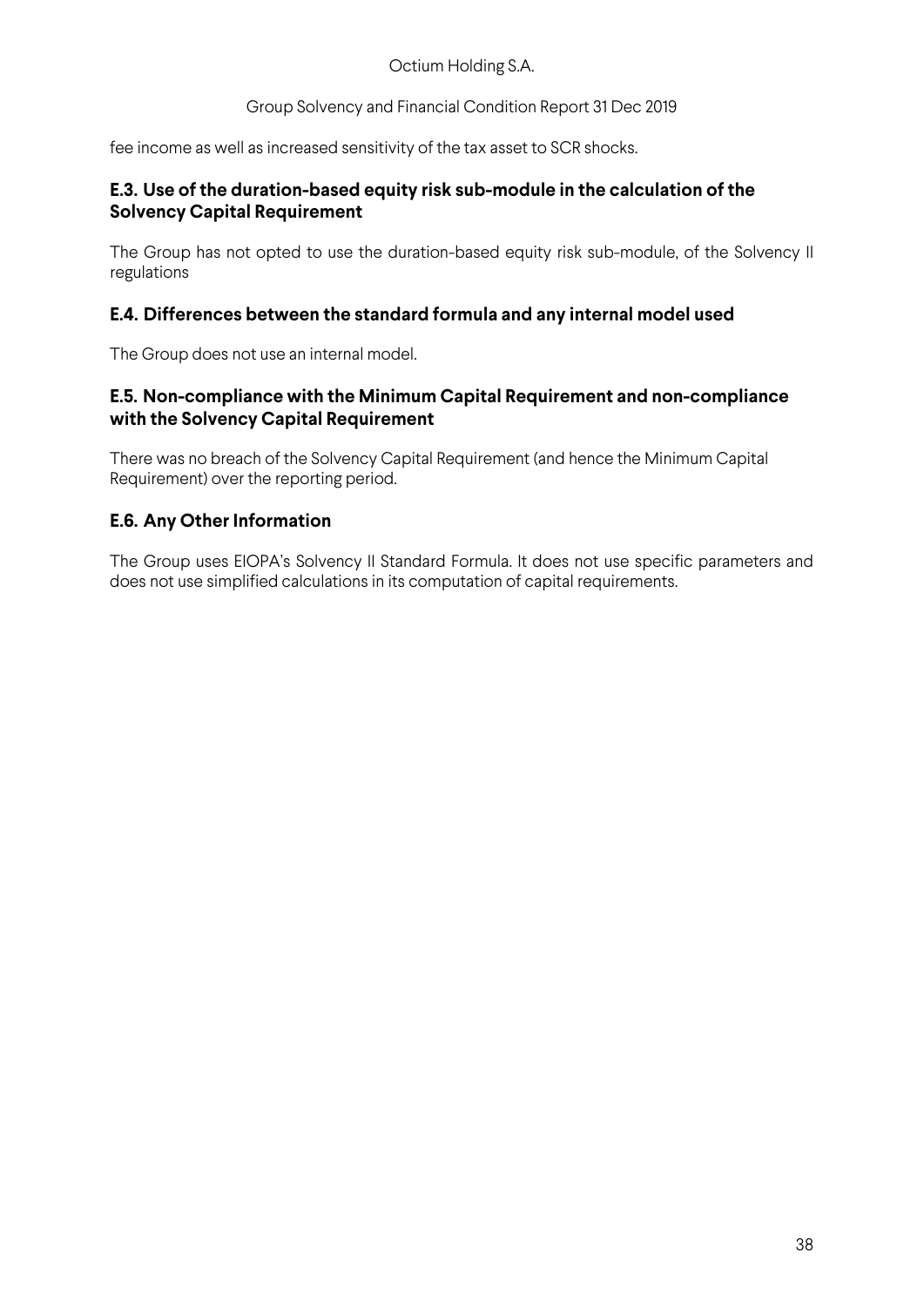fee income as well as increased sensitivity of the tax asset to SCR shocks.

## E.3. Use of the duration-based equity risk sub-module in the calculation of the Solvency Capital Requirement

The Group has not opted to use the duration-based equity risk sub-module, of the Solvency II regulations

## E.4. Differences between the standard formula and any internal model used

The Group does not use an internal model.

## E.5. Non-compliance with the Minimum Capital Requirement and non-compliance with the Solvency Capital Requirement

There was no breach of the Solvency Capital Requirement (and hence the Minimum Capital Requirement) over the reporting period.

## E.6. Any Other Information

The Group uses EIOPA's Solvency II Standard Formula. It does not use specific parameters and does not use simplified calculations in its computation of capital requirements.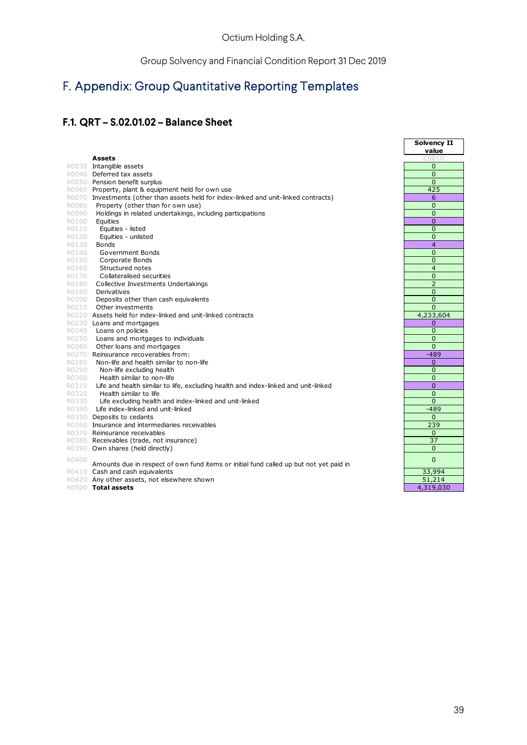# F. Appendix: Group Quantitative Reporting Templates

## F.1. QRT – S.02.01.02 – Balance Sheet

| | | Solvency II value |
|---|---|---|
| | **Assets** | C0010 |
| R0030 | Intangible assets | 0 |
| R0040 | Deferred tax assets | 0 |
| R0050 | Pension benefit surplus | 0 |
| R0060 | Property, plant & equipment held for own use | 425 |
| R0070 | Investments (other than assets held for index-linked and unit-linked contracts) | 6 |
| R0080 | Property (other than for own use) | 0 |
| R0090 | Holdings in related undertakings, including participations | 0 |
| R0100 | Equities | 0 |
| R0110 | Equities - listed | 0 |
| R0120 | Equities - unlisted | 0 |
| R0130 | Bonds | 4 |
| R0140 | Government Bonds | 0 |
| R0150 | Corporate Bonds | 0 |
| R0160 | Structured notes | 4 |
| R0170 | Collateralised securities | 0 |
| R0180 | Collective Investments Undertakings | 2 |
| R0190 | Derivatives | 0 |
| R0200 | Deposits other than cash equivalents | 0 |
| R0210 | Other investments | 0 |
| R0220 | Assets held for index-linked and unit-linked contracts | 4,233,604 |
| R0230 | Loans and mortgages | 0 |
| R0240 | Loans on policies | 0 |
| R0250 | Loans and mortgages to individuals | 0 |
| R0260 | Other loans and mortgages | 0 |
| R0270 | Reinsurance recoverables from: | -489 |
| R0280 | Non-life and health similar to non-life | 0 |
| R0290 | Non-life excluding health | 0 |
| R0300 | Health similar to non-life | 0 |
| R0310 | Life and health similar to life, excluding health and index-linked and unit-linked | 0 |
| R0320 | Health similar to life | 0 |
| R0330 | Life excluding health and index-linked and unit-linked | 0 |
| R0340 | Life index-linked and unit-linked | -489 |
| R0350 | Deposits to cedants | 0 |
| R0360 | Insurance and intermediaries receivables | 239 |
| R0370 | Reinsurance receivables | 0 |
| R0380 | Receivables (trade, not insurance) | 37 |
| R0390 | Own shares (held directly) | 0 |
| R0400 | Amounts due in respect of own fund items or initial fund called up but not yet paid in | 0 |
| R0410 | Cash and cash equivalents | 33,994 |
| R0420 | Any other assets, not elsewhere shown | 51,214 |
| R0500 | **Total assets** | 4,319,030 |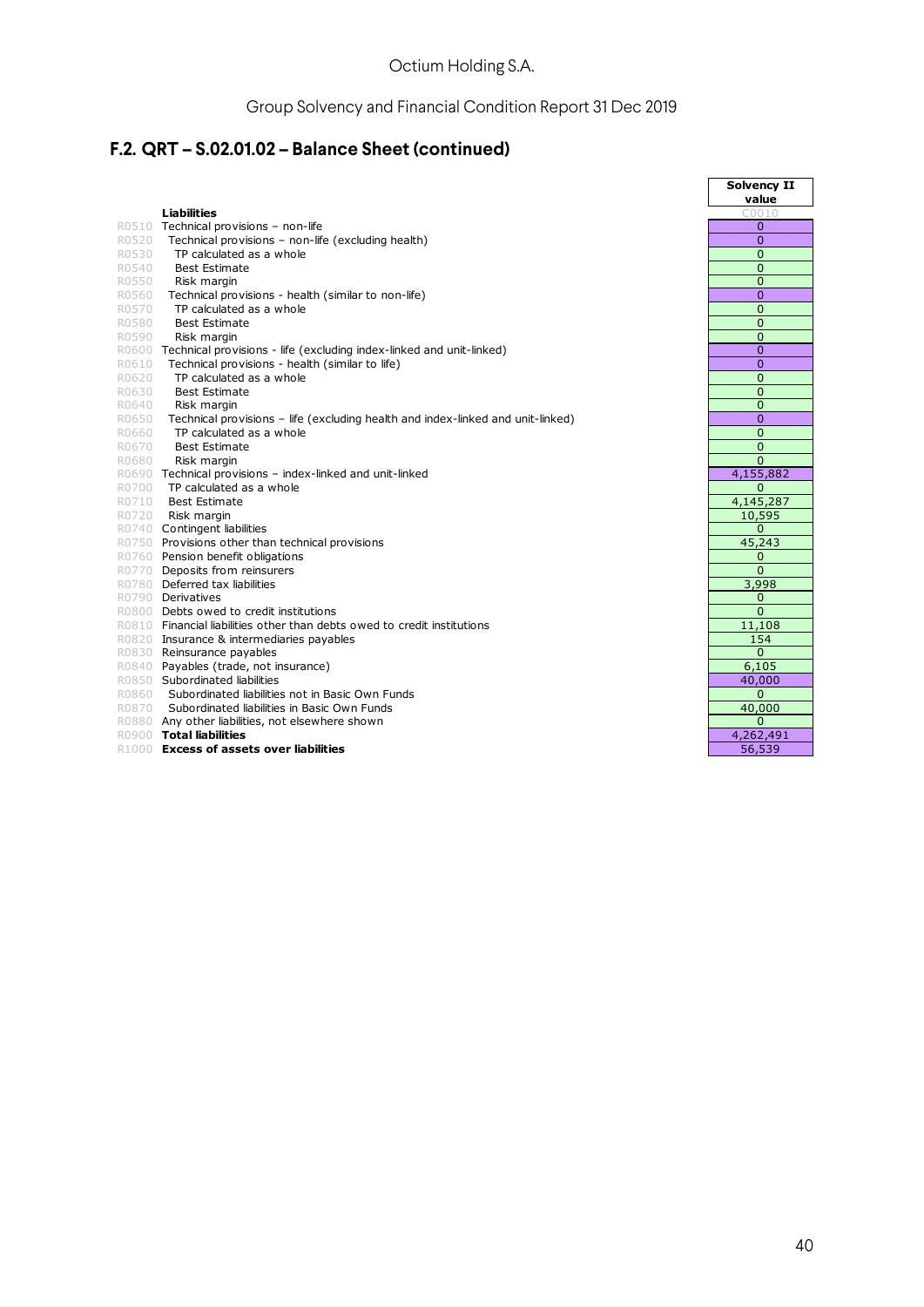# F.2. QRT – S.02.01.02 – Balance Sheet (continued)

| | | Solvency II value |
|---|---|---|
| | **Liabilities** | C0010 |
| R0510 | Technical provisions – non-life | 0 |
| R0520 | Technical provisions – non-life (excluding health) | 0 |
| R0530 | TP calculated as a whole | 0 |
| R0540 | Best Estimate | 0 |
| R0550 | Risk margin | 0 |
| R0560 | Technical provisions - health (similar to non-life) | 0 |
| R0570 | TP calculated as a whole | 0 |
| R0580 | Best Estimate | 0 |
| R0590 | Risk margin | 0 |
| R0600 | Technical provisions - life (excluding index-linked and unit-linked) | 0 |
| R0610 | Technical provisions - health (similar to life) | 0 |
| R0620 | TP calculated as a whole | 0 |
| R0630 | Best Estimate | 0 |
| R0640 | Risk margin | 0 |
| R0650 | Technical provisions – life (excluding health and index-linked and unit-linked) | 0 |
| R0660 | TP calculated as a whole | 0 |
| R0670 | Best Estimate | 0 |
| R0680 | Risk margin | 0 |
| R0690 | Technical provisions – index-linked and unit-linked | 4,155,882 |
| R0700 | TP calculated as a whole | 0 |
| R0710 | Best Estimate | 4,145,287 |
| R0720 | Risk margin | 10,595 |
| R0740 | Contingent liabilities | 0 |
| R0750 | Provisions other than technical provisions | 45,243 |
| R0760 | Pension benefit obligations | 0 |
| R0770 | Deposits from reinsurers | 0 |
| R0780 | Deferred tax liabilities | 3,998 |
| R0790 | Derivatives | 0 |
| R0800 | Debts owed to credit institutions | 0 |
| R0810 | Financial liabilities other than debts owed to credit institutions | 11,108 |
| R0820 | Insurance & intermediaries payables | 154 |
| R0830 | Reinsurance payables | 0 |
| R0840 | Payables (trade, not insurance) | 6,105 |
| R0850 | Subordinated liabilities | 40,000 |
| R0860 | Subordinated liabilities not in Basic Own Funds | 0 |
| R0870 | Subordinated liabilities in Basic Own Funds | 40,000 |
| R0880 | Any other liabilities, not elsewhere shown | 0 |
| R0900 | **Total liabilities** | 4,262,491 |
| R1000 | **Excess of assets over liabilities** | 56,539 |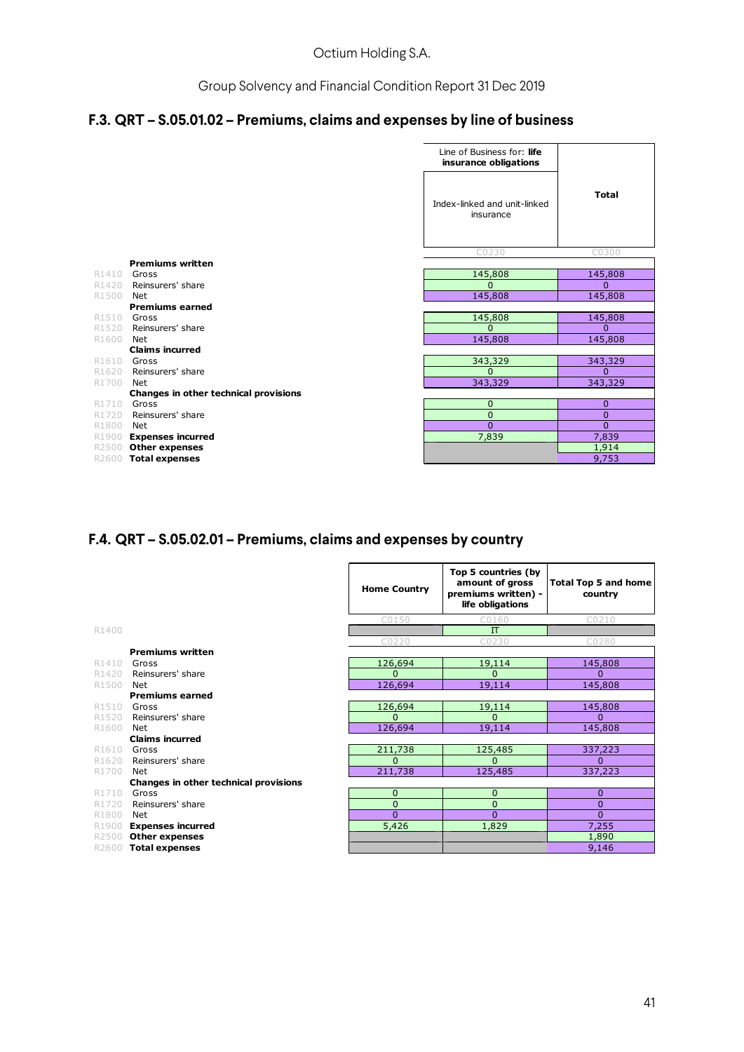## F.3. QRT – S.05.01.02 – Premiums, claims and expenses by line of business

| | | Line of Business for: **life insurance obligations** | |
|---|---|---|---|
| | | Index-linked and unit-linked insurance | **Total** |
| | | C0230 | C0300 |
| | **Premiums written** | | |
| R1410 | Gross | 145,808 | 145,808 |
| R1420 | Reinsurers' share | 0 | 0 |
| R1500 | Net | 145,808 | 145,808 |
| | **Premiums earned** | | |
| R1510 | Gross | 145,808 | 145,808 |
| R1520 | Reinsurers' share | 0 | 0 |
| R1600 | Net | 145,808 | 145,808 |
| | **Claims incurred** | | |
| R1610 | Gross | 343,329 | 343,329 |
| R1620 | Reinsurers' share | 0 | 0 |
| R1700 | Net | 343,329 | 343,329 |
| | **Changes in other technical provisions** | | |
| R1710 | Gross | 0 | 0 |
| R1720 | Reinsurers' share | 0 | 0 |
| R1800 | Net | 0 | 0 |
| R1900 | **Expenses incurred** | 7,839 | 7,839 |
| R2500 | **Other expenses** | | 1,914 |
| R2600 | **Total expenses** | | 9,753 |

## F.4. QRT – S.05.02.01 – Premiums, claims and expenses by country

| | | **Home Country** | **Top 5 countries (by amount of gross premiums written) - life obligations** | **Total Top 5 and home country** |
|---|---|---|---|---|
| | | C0150 | C0160 | C0210 |
| R1400 | | | IT | |
| | | C0220 | C0230 | C0280 |
| | **Premiums written** | | | |
| R1410 | Gross | 126,694 | 19,114 | 145,808 |
| R1420 | Reinsurers' share | 0 | 0 | 0 |
| R1500 | Net | 126,694 | 19,114 | 145,808 |
| | **Premiums earned** | | | |
| R1510 | Gross | 126,694 | 19,114 | 145,808 |
| R1520 | Reinsurers' share | 0 | 0 | 0 |
| R1600 | Net | 126,694 | 19,114 | 145,808 |
| | **Claims incurred** | | | |
| R1610 | Gross | 211,738 | 125,485 | 337,223 |
| R1620 | Reinsurers' share | 0 | 0 | 0 |
| R1700 | Net | 211,738 | 125,485 | 337,223 |
| | **Changes in other technical provisions** | | | |
| R1710 | Gross | 0 | 0 | 0 |
| R1720 | Reinsurers' share | 0 | 0 | 0 |
| R1800 | Net | 0 | 0 | 0 |
| R1900 | **Expenses incurred** | 5,426 | 1,829 | 7,255 |
| R2500 | **Other expenses** | | | 1,890 |
| R2600 | **Total expenses** | | | 9,146 |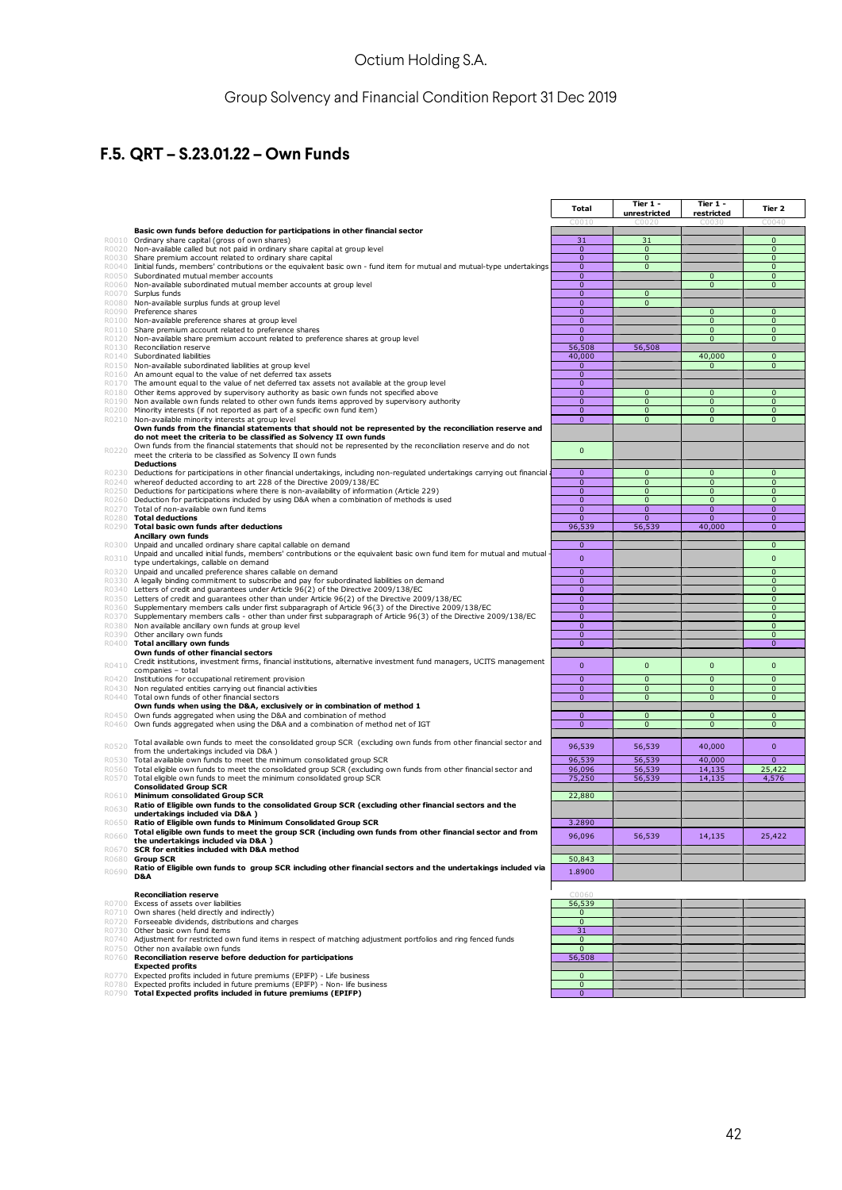## F.5. QRT – S.23.01.22 – Own Funds

| | | Total | Tier 1 - unrestricted | Tier 1 - restricted | Tier 2 |
|---|---|---|---|---|---|
| | | C0010 | C0020 | C0030 | C0040 |
| | **Basic own funds before deduction for participations in other financial sector** | | | | |
| R0010 | Ordinary share capital (gross of own shares) | 31 | 31 | | 0 |
| R0020 | Non-available called but not paid in ordinary share capital at group level | 0 | 0 | | 0 |
| R0030 | Share premium account related to ordinary share capital | 0 | 0 | | 0 |
| R0040 | Initial funds, members' contributions or the equivalent basic own - fund item for mutual and mutual-type undertakings | 0 | 0 | | 0 |
| R0050 | Subordinated mutual member accounts | 0 | | 0 | 0 |
| R0060 | Non-available subordinated mutual member accounts at group level | 0 | | 0 | 0 |
| R0070 | Surplus funds | 0 | 0 | | |
| R0080 | Non-available surplus funds at group level | 0 | 0 | | |
| R0090 | Preference shares | 0 | | 0 | 0 |
| R0100 | Non-available preference shares at group level | 0 | | 0 | 0 |
| R0110 | Share premium account related to preference shares | 0 | | 0 | 0 |
| R0120 | Non-available share premium account related to preference shares at group level | 0 | | 0 | 0 |
| R0130 | Reconciliation reserve | 56,508 | 56,508 | | |
| R0140 | Subordinated liabilities | 40,000 | | 40,000 | 0 |
| R0150 | Non-available subordinated liabilities at group level | 0 | | 0 | 0 |
| R0160 | An amount equal to the value of net deferred tax assets | 0 | | | |
| R0170 | The amount equal to the value of net deferred tax assets not available at the group level | 0 | | | |
| R0180 | Other items approved by supervisory authority as basic own funds not specified above | 0 | 0 | 0 | 0 |
| R0190 | Non available own funds related to other own funds items approved by supervisory authority | 0 | 0 | 0 | 0 |
| R0200 | Minority interests (if not reported as part of a specific own fund item) | 0 | 0 | 0 | 0 |
| R0210 | Non-available minority interests at group level | 0 | 0 | 0 | 0 |
| | **Own funds from the financial statements that should not be represented by the reconciliation reserve and do not meet the criteria to be classified as Solvency II own funds** | | | | |
| R0220 | Own funds from the financial statements that should not be represented by the reconciliation reserve and do not meet the criteria to be classified as Solvency II own funds | 0 | | | |
| | **Deductions** | | | | |
| R0230 | Deductions for participations in other financial undertakings, including non-regulated undertakings carrying out financial a | 0 | 0 | 0 | 0 |
| R0240 | whereof deducted according to art 228 of the Directive 2009/138/EC | 0 | 0 | 0 | 0 |
| R0250 | Deductions for participations where there is non-availability of information (Article 229) | 0 | 0 | 0 | 0 |
| R0260 | Deduction for participations included by using D&A when a combination of methods is used | 0 | 0 | 0 | 0 |
| R0270 | Total of non-available own fund items | 0 | 0 | 0 | 0 |
| R0280 | **Total deductions** | 0 | 0 | 0 | 0 |
| R0290 | **Total basic own funds after deductions** | 96,539 | 56,539 | 40,000 | 0 |
| | **Ancillary own funds** | | | | |
| R0300 | Unpaid and uncalled ordinary share capital callable on demand | 0 | | | 0 |
| R0310 | Unpaid and uncalled initial funds, members' contributions or the equivalent basic own fund item for mutual and mutual - type undertakings, callable on demand | 0 | | | 0 |
| R0320 | Unpaid and uncalled preference shares callable on demand | 0 | | | 0 |
| R0330 | A legally binding commitment to subscribe and pay for subordinated liabilities on demand | 0 | | | 0 |
| R0340 | Letters of credit and guarantees under Article 96(2) of the Directive 2009/138/EC | 0 | | | 0 |
| R0350 | Letters of credit and guarantees other than under Article 96(2) of the Directive 2009/138/EC | 0 | | | 0 |
| R0360 | Supplementary members calls under first subparagraph of Article 96(3) of the Directive 2009/138/EC | 0 | | | 0 |
| R0370 | Supplementary members calls - other than under first subparagraph of Article 96(3) of the Directive 2009/138/EC | 0 | | | 0 |
| R0380 | Non available ancillary own funds at group level | 0 | | | 0 |
| R0390 | Other ancillary own funds | 0 | | | 0 |
| R0400 | **Total ancillary own funds** | 0 | | | 0 |
| | **Own funds of other financial sectors** | | | | |
| R0410 | Credit institutions, investment firms, financial institutions, alternative investment fund managers, UCITS management companies – total | 0 | 0 | 0 | 0 |
| R0420 | Institutions for occupational retirement provision | 0 | 0 | 0 | 0 |
| R0430 | Non regulated entities carrying out financial activities | 0 | 0 | 0 | 0 |
| R0440 | Total own funds of other financial sectors | 0 | 0 | 0 | 0 |
| | **Own funds when using the D&A, exclusively or in combination of method 1** | | | | |
| R0450 | Own funds aggregated when using the D&A and combination of method | 0 | 0 | 0 | 0 |
| R0460 | Own funds aggregated when using the D&A and a combination of method net of IGT | 0 | 0 | 0 | 0 |
| R0520 | Total available own funds to meet the consolidated group SCR (excluding own funds from other financial sector and from the undertakings included via D&A ) | 96,539 | 56,539 | 40,000 | 0 |
| R0530 | Total available own funds to meet the minimum consolidated group SCR | 96,539 | 56,539 | 40,000 | 0 |
| R0560 | Total eligible own funds to meet the consolidated group SCR (excluding own funds from other financial sector and | 96,096 | 56,539 | 14,135 | 25,422 |
| R0570 | Total eligible own funds to meet the minimum consolidated group SCR | 75,250 | 56,539 | 14,135 | 4,576 |
| | **Consolidated Group SCR** | | | | |
| R0610 | **Minimum consolidated Group SCR** | 22,880 | | | |
| R0630 | **Ratio of Eligible own funds to the consolidated Group SCR (excluding other financial sectors and the undertakings included via D&A )** | | | | |
| R0650 | **Ratio of Eligible own funds to Minimum Consolidated Group SCR** | 3.2890 | | | |
| R0660 | **Total eligible own funds to meet the group SCR (including own funds from other financial sector and from the undertakings included via D&A )** | 96,096 | 56,539 | 14,135 | 25,422 |
| R0670 | **SCR for entities included with D&A method** | | | | |
| R0680 | **Group SCR** | 50,843 | | | |
| R0690 | **Ratio of Eligible own funds to group SCR including other financial sectors and the undertakings included via D&A** | 1.8900 | | | |

| | | |
|---|---|---|
| | **Reconciliation reserve** | C0060 |
| R0700 | Excess of assets over liabilities | 56,539 |
| R0710 | Own shares (held directly and indirectly) | 0 |
| R0720 | Forseeable dividends, distributions and charges | 0 |
| R0730 | Other basic own fund items | 31 |
| R0740 | Adjustment for restricted own fund items in respect of matching adjustment portfolios and ring fenced funds | 0 |
| R0750 | Other non available own funds | 0 |
| R0760 | **Reconciliation reserve before deduction for participations** | 56,508 |
| | **Expected profits** | |
| R0770 | Expected profits included in future premiums (EPIFP) - Life business | 0 |
| R0780 | Expected profits included in future premiums (EPIFP) - Non- life business | 0 |
| R0790 | **Total Expected profits included in future premiums (EPIFP)** | 0 |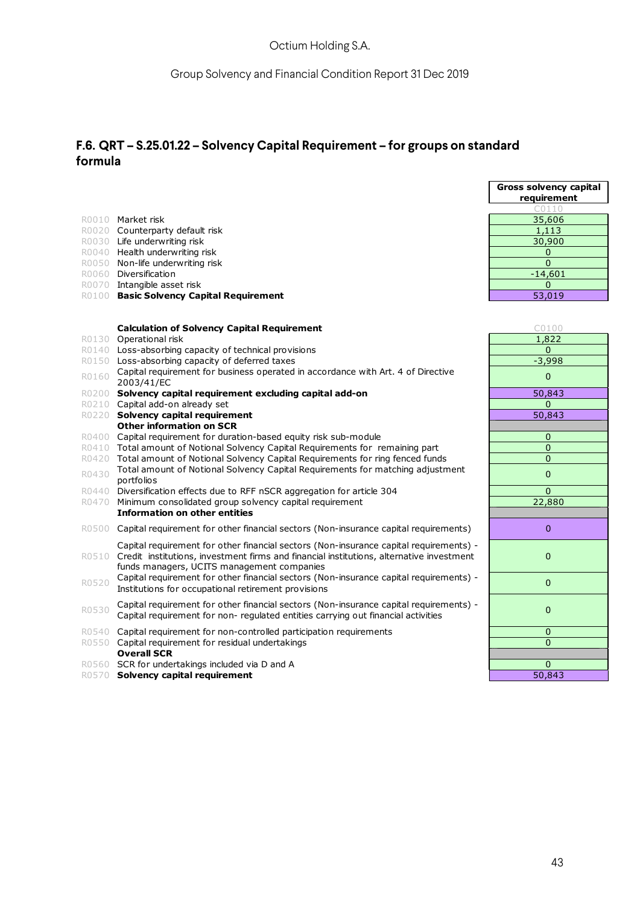## F.6. QRT – S.25.01.22 – Solvency Capital Requirement – for groups on standard formula

| | | Gross solvency capital requirement |
|---|---|---|
| | | C0110 |
| R0010 | Market risk | 35,606 |
| R0020 | Counterparty default risk | 1,113 |
| R0030 | Life underwriting risk | 30,900 |
| R0040 | Health underwriting risk | 0 |
| R0050 | Non-life underwriting risk | 0 |
| R0060 | Diversification | -14,601 |
| R0070 | Intangible asset risk | 0 |
| R0100 | **Basic Solvency Capital Requirement** | 53,019 |

| | | C0100 |
|---|---|---|
| | **Calculation of Solvency Capital Requirement** | |
| R0130 | Operational risk | 1,822 |
| R0140 | Loss-absorbing capacity of technical provisions | 0 |
| R0150 | Loss-absorbing capacity of deferred taxes | -3,998 |
| R0160 | Capital requirement for business operated in accordance with Art. 4 of Directive 2003/41/EC | 0 |
| R0200 | **Solvency capital requirement excluding capital add-on** | 50,843 |
| R0210 | Capital add-on already set | 0 |
| R0220 | **Solvency capital requirement** | 50,843 |
| | **Other information on SCR** | |
| R0400 | Capital requirement for duration-based equity risk sub-module | 0 |
| R0410 | Total amount of Notional Solvency Capital Requirements for remaining part | 0 |
| R0420 | Total amount of Notional Solvency Capital Requirements for ring fenced funds | 0 |
| R0430 | Total amount of Notional Solvency Capital Requirements for matching adjustment portfolios | 0 |
| R0440 | Diversification effects due to RFF nSCR aggregation for article 304 | 0 |
| R0470 | Minimum consolidated group solvency capital requirement | 22,880 |
| | **Information on other entities** | |
| R0500 | Capital requirement for other financial sectors (Non-insurance capital requirements) | 0 |
| R0510 | Capital requirement for other financial sectors (Non-insurance capital requirements) - Credit institutions, investment firms and financial institutions, alternative investment funds managers, UCITS management companies | 0 |
| R0520 | Capital requirement for other financial sectors (Non-insurance capital requirements) - Institutions for occupational retirement provisions | 0 |
| R0530 | Capital requirement for other financial sectors (Non-insurance capital requirements) - Capital requirement for non- regulated entities carrying out financial activities | 0 |
| R0540 | Capital requirement for non-controlled participation requirements | 0 |
| R0550 | Capital requirement for residual undertakings | 0 |
| | **Overall SCR** | |
| R0560 | SCR for undertakings included via D and A | 0 |
| R0570 | **Solvency capital requirement** | 50,843 |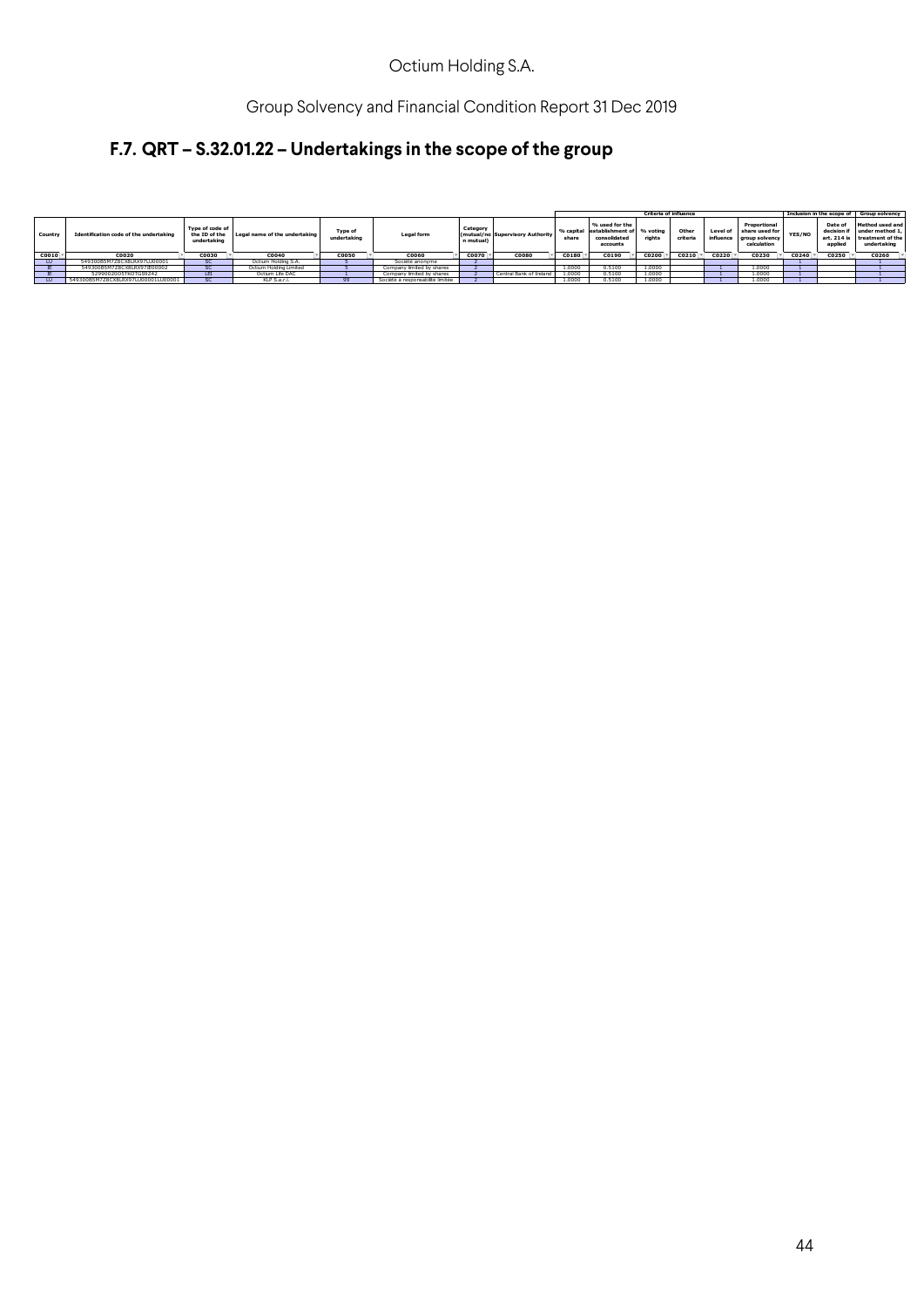## F.7. QRT – S.32.01.22 – Undertakings in the scope of the group

| | | | | | | | | Criteria of influence | | | | | | Inclusion in the scope of | | Group solvency |
|---|---|---|---|---|---|---|---|---|---|---|---|---|---|---|---|---|
| Country | Identification code of the undertaking | Type of code of the ID of the undertaking | Legal name of the undertaking | Type of undertaking | Legal form | Category (mutual/non mutual) | Supervisory Authority | % capital share | % used for the establishment of consolidated accounts | % voting rights | Other criteria | Level of influence | Proportional share used for group solvency calculation | YES/NO | Date of decision if art. 214 is applied | Method used and under method 1, treatment of the undertaking |
| C0010 | C0020 | C0030 | C0040 | C0050 | C0060 | C0070 | C0080 | C0180 | C0190 | C0200 | C0210 | C0220 | C0230 | C0240 | C0250 | C0260 |
| LU | 549300B5M7Z8CX8LRX97LU00001 | SC | Octium Holding S.A. | 5 | Societe anonyme | 2 | | | | | | | | 1 | | 1 |
| IE | 549300B5M7Z8CX8LRX97IE00002 | SC | Octium Holding Limited | 5 | Company limited by shares | 2 | | 1.0000 | 0.5100 | 1.0000 | | 1 | 1.0000 | 1 | | 1 |
| IE | 529900ZOO5TKOTGS9242 | LEI | Octium Life DAC | 1 | Company limited by shares | 2 | Central Bank of Ireland | 1.0000 | 0.5100 | 1.0000 | | 1 | 1.0000 | 1 | | 1 |
| LU | 549300B5M7Z8CX8LRX97LU00001LU00001 | SC | KLP S.a.r.l. | 99 | Société à responsabilité limitée | 2 | | 1.0000 | 0.5100 | 1.0000 | | 1 | 1.0000 | 1 | | 1 |